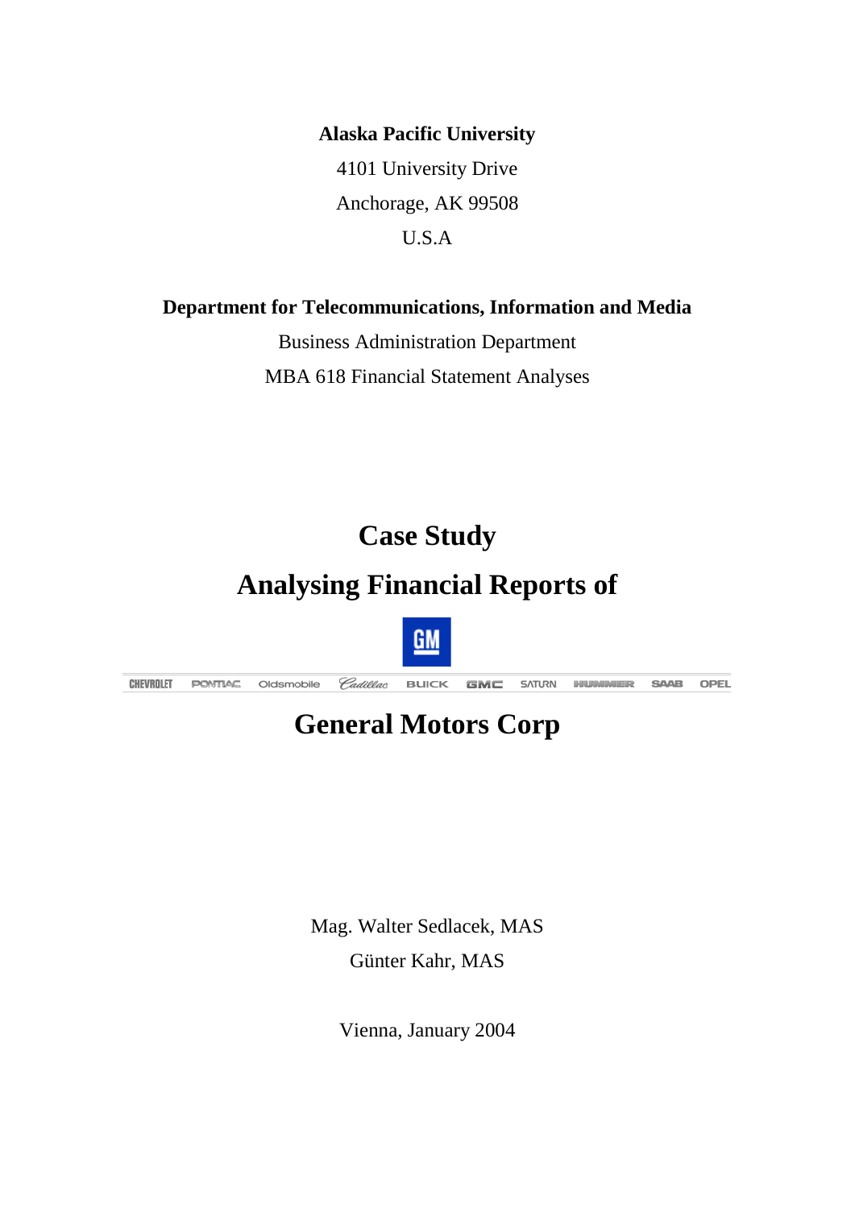**Alaska Pacific University**

4101 University Drive

Anchorage, AK 99508

U.S.A

**Department for Telecommunications, Information and Media**

Business Administration Department

MBA 618 Financial Statement Analyses

# Case Study

# Analysing Financial Reports of

GM

CHEVROLET PONTIAC Oldsmobile Cadillac BUICK GMC SATURN HUMMER SAAB OPEL

# General Motors Corp

Mag. Walter Sedlacek, MAS

Günter Kahr, MAS

Vienna, January 2004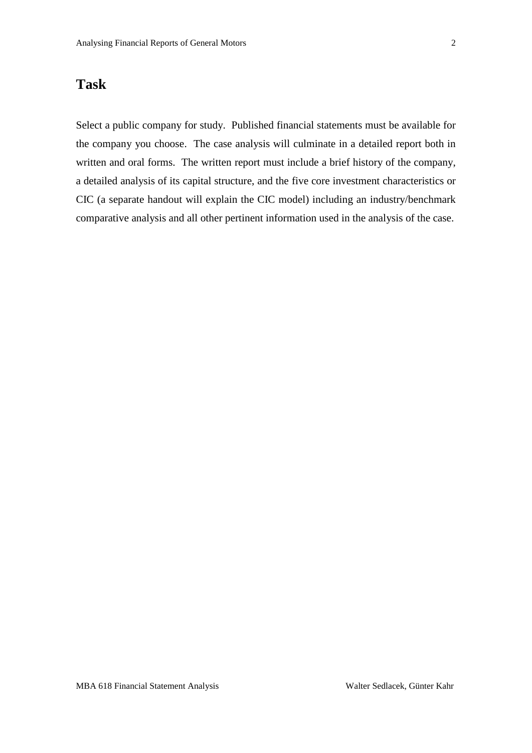# Task

Select a public company for study. Published financial statements must be available for the company you choose. The case analysis will culminate in a detailed report both in written and oral forms. The written report must include a brief history of the company, a detailed analysis of its capital structure, and the five core investment characteristics or CIC (a separate handout will explain the CIC model) including an industry/benchmark comparative analysis and all other pertinent information used in the analysis of the case.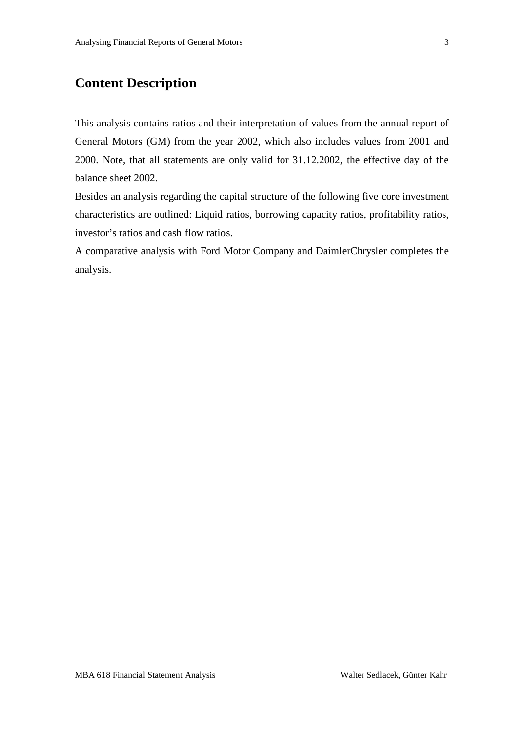## Content Description

This analysis contains ratios and their interpretation of values from the annual report of General Motors (GM) from the year 2002, which also includes values from 2001 and 2000. Note, that all statements are only valid for 31.12.2002, the effective day of the balance sheet 2002.

Besides an analysis regarding the capital structure of the following five core investment characteristics are outlined: Liquid ratios, borrowing capacity ratios, profitability ratios, investor's ratios and cash flow ratios.

A comparative analysis with Ford Motor Company and DaimlerChrysler completes the analysis.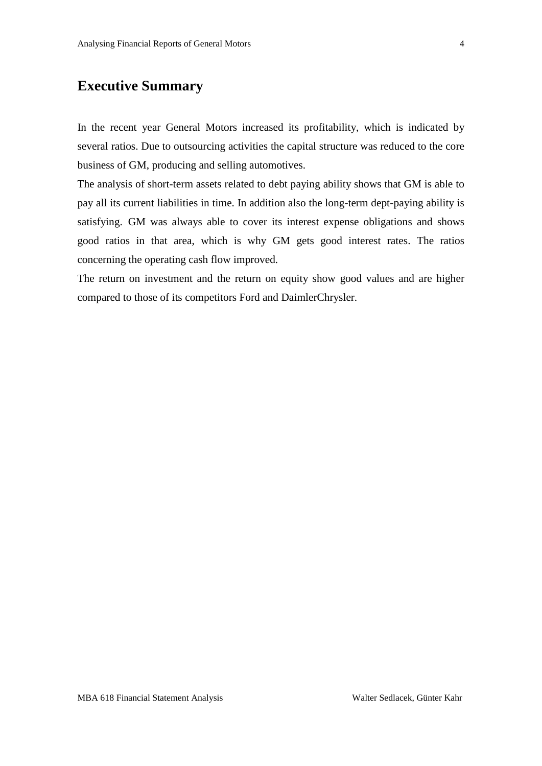# Executive Summary

In the recent year General Motors increased its profitability, which is indicated by several ratios. Due to outsourcing activities the capital structure was reduced to the core business of GM, producing and selling automotives.

The analysis of short-term assets related to debt paying ability shows that GM is able to pay all its current liabilities in time. In addition also the long-term dept-paying ability is satisfying. GM was always able to cover its interest expense obligations and shows good ratios in that area, which is why GM gets good interest rates. The ratios concerning the operating cash flow improved.

The return on investment and the return on equity show good values and are higher compared to those of its competitors Ford and DaimlerChrysler.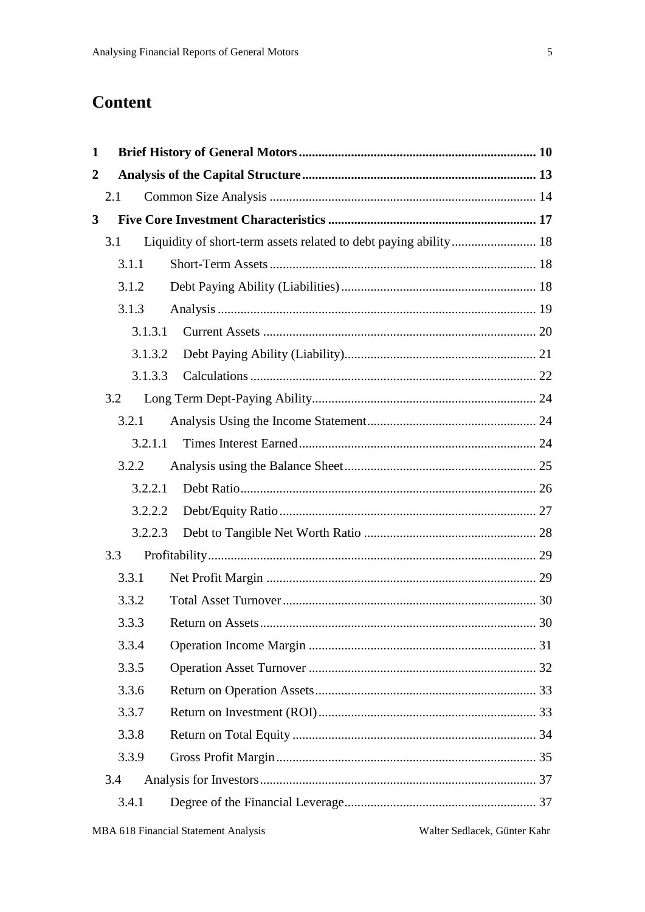# Content

| | | |
|---|---|---|
| **1** | **Brief History of General Motors** | **10** |
| **2** | **Analysis of the Capital Structure** | **13** |
| 2.1 | Common Size Analysis | 14 |
| **3** | **Five Core Investment Characteristics** | **17** |
| 3.1 | Liquidity of short-term assets related to debt paying ability | 18 |
| 3.1.1 | Short-Term Assets | 18 |
| 3.1.2 | Debt Paying Ability (Liabilities) | 18 |
| 3.1.3 | Analysis | 19 |
| 3.1.3.1 | Current Assets | 20 |
| 3.1.3.2 | Debt Paying Ability (Liability) | 21 |
| 3.1.3.3 | Calculations | 22 |
| 3.2 | Long Term Dept-Paying Ability | 24 |
| 3.2.1 | Analysis Using the Income Statement | 24 |
| 3.2.1.1 | Times Interest Earned | 24 |
| 3.2.2 | Analysis using the Balance Sheet | 25 |
| 3.2.2.1 | Debt Ratio | 26 |
| 3.2.2.2 | Debt/Equity Ratio | 27 |
| 3.2.2.3 | Debt to Tangible Net Worth Ratio | 28 |
| 3.3 | Profitability | 29 |
| 3.3.1 | Net Profit Margin | 29 |
| 3.3.2 | Total Asset Turnover | 30 |
| 3.3.3 | Return on Assets | 30 |
| 3.3.4 | Operation Income Margin | 31 |
| 3.3.5 | Operation Asset Turnover | 32 |
| 3.3.6 | Return on Operation Assets | 33 |
| 3.3.7 | Return on Investment (ROI) | 33 |
| 3.3.8 | Return on Total Equity | 34 |
| 3.3.9 | Gross Profit Margin | 35 |
| 3.4 | Analysis for Investors | 37 |
| 3.4.1 | Degree of the Financial Leverage | 37 |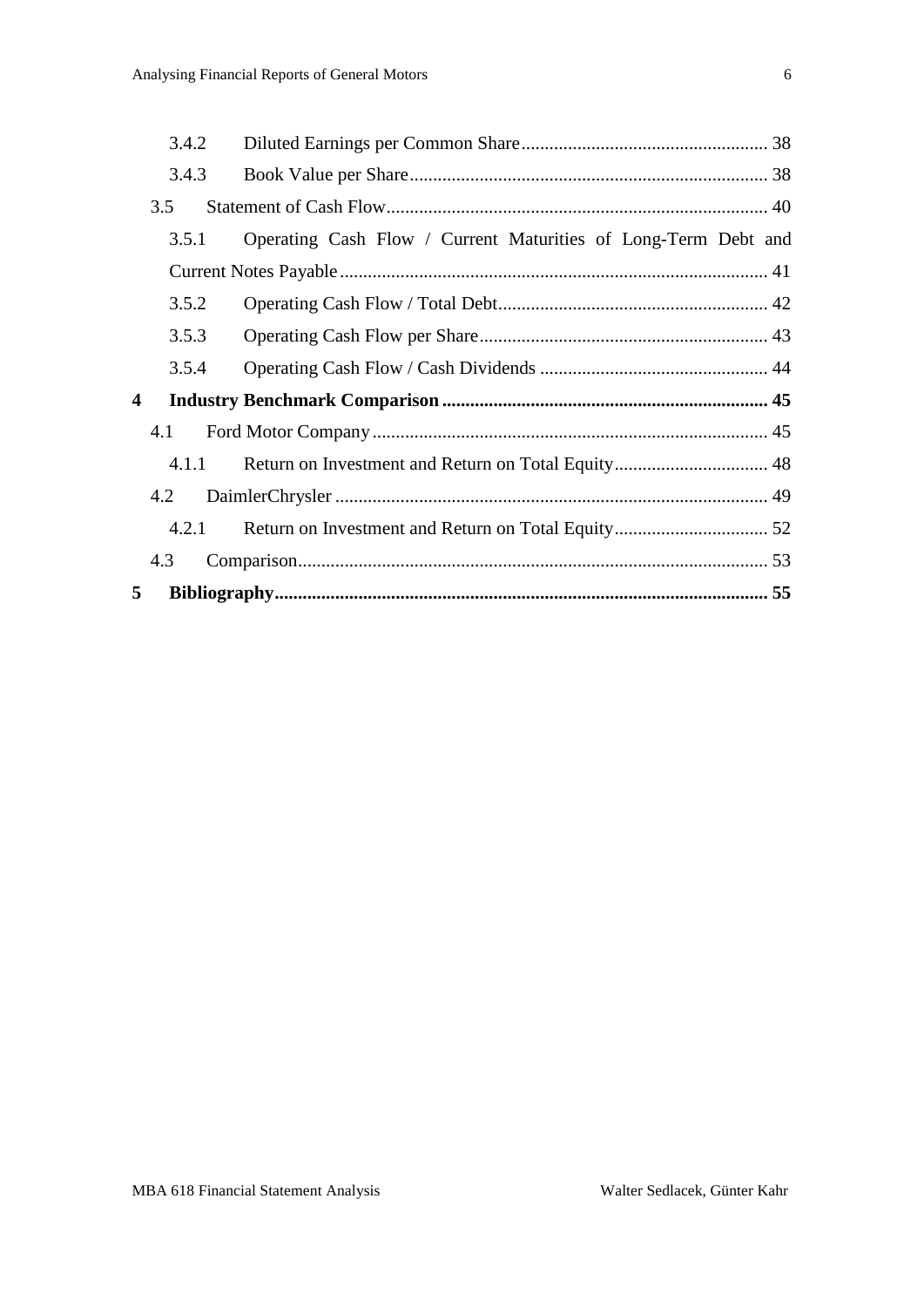3.4.2 Diluted Earnings per Common Share ... 38

3.4.3 Book Value per Share ... 38

3.5 Statement of Cash Flow ... 40

3.5.1 Operating Cash Flow / Current Maturities of Long-Term Debt and Current Notes Payable ... 41

3.5.2 Operating Cash Flow / Total Debt ... 42

3.5.3 Operating Cash Flow per Share ... 43

3.5.4 Operating Cash Flow / Cash Dividends ... 44

**4 Industry Benchmark Comparison ... 45**

4.1 Ford Motor Company ... 45

4.1.1 Return on Investment and Return on Total Equity ... 48

4.2 DaimlerChrysler ... 49

4.2.1 Return on Investment and Return on Total Equity ... 52

4.3 Comparison ... 53

**5 Bibliography ... 55**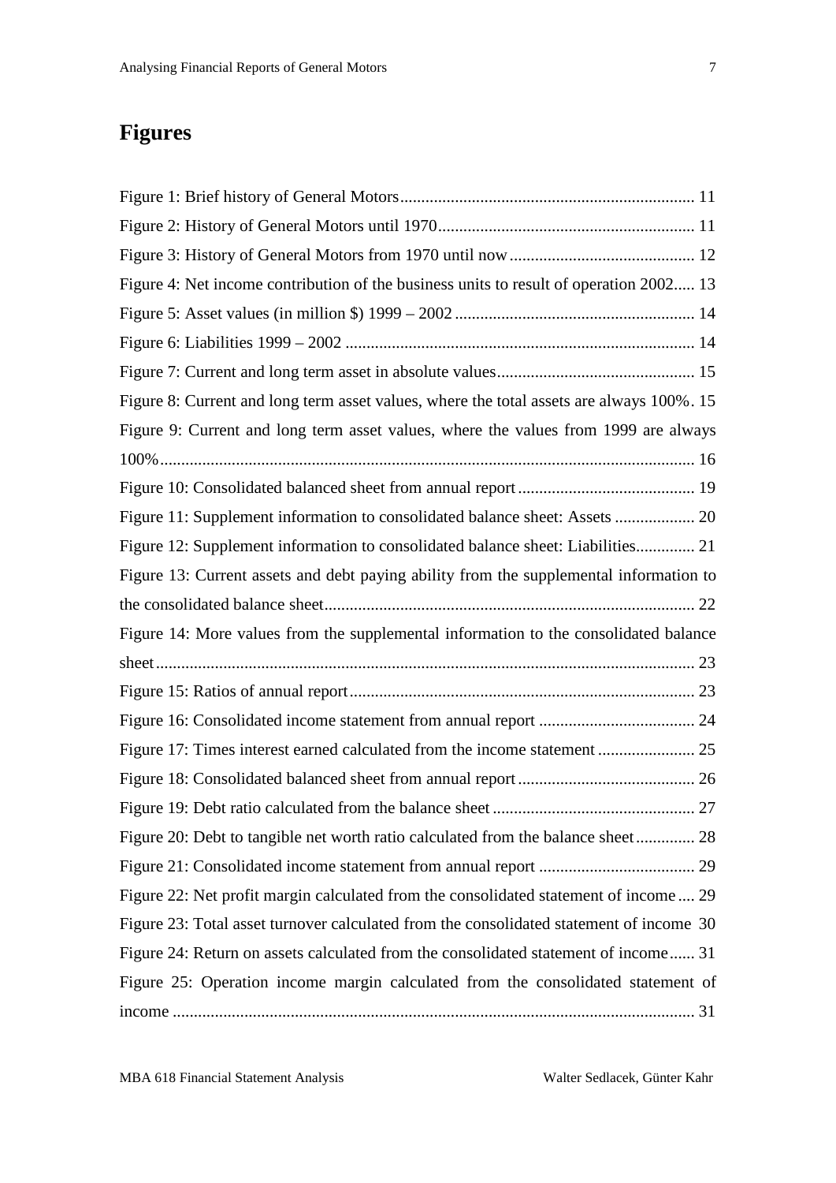# Figures

Figure 1: Brief history of General Motors ........................................................................ 11

Figure 2: History of General Motors until 1970 ................................................................ 11

Figure 3: History of General Motors from 1970 until now ................................................ 12

Figure 4: Net income contribution of the business units to result of operation 2002 ..... 13

Figure 5: Asset values (in million $) 1999 – 2002 ............................................................ 14

Figure 6: Liabilities 1999 – 2002 ...................................................................................... 14

Figure 7: Current and long term asset in absolute values ................................................ 15

Figure 8: Current and long term asset values, where the total assets are always 100% . 15

Figure 9: Current and long term asset values, where the values from 1999 are always 100% ................................................................................................................................ 16

Figure 10: Consolidated balanced sheet from annual report ........................................... 19

Figure 11: Supplement information to consolidated balance sheet: Assets ................... 20

Figure 12: Supplement information to consolidated balance sheet: Liabilities .............. 21

Figure 13: Current assets and debt paying ability from the supplemental information to the consolidated balance sheet ......................................................................................... 22

Figure 14: More values from the supplemental information to the consolidated balance sheet ................................................................................................................................ 23

Figure 15: Ratios of annual report ................................................................................... 23

Figure 16: Consolidated income statement from annual report ...................................... 24

Figure 17: Times interest earned calculated from the income statement ........................ 25

Figure 18: Consolidated balanced sheet from annual report ........................................... 26

Figure 19: Debt ratio calculated from the balance sheet ................................................. 27

Figure 20: Debt to tangible net worth ratio calculated from the balance sheet .............. 28

Figure 21: Consolidated income statement from annual report ...................................... 29

Figure 22: Net profit margin calculated from the consolidated statement of income .... 29

Figure 23: Total asset turnover calculated from the consolidated statement of income 30

Figure 24: Return on assets calculated from the consolidated statement of income ...... 31

Figure 25: Operation income margin calculated from the consolidated statement of income ............................................................................................................................. 31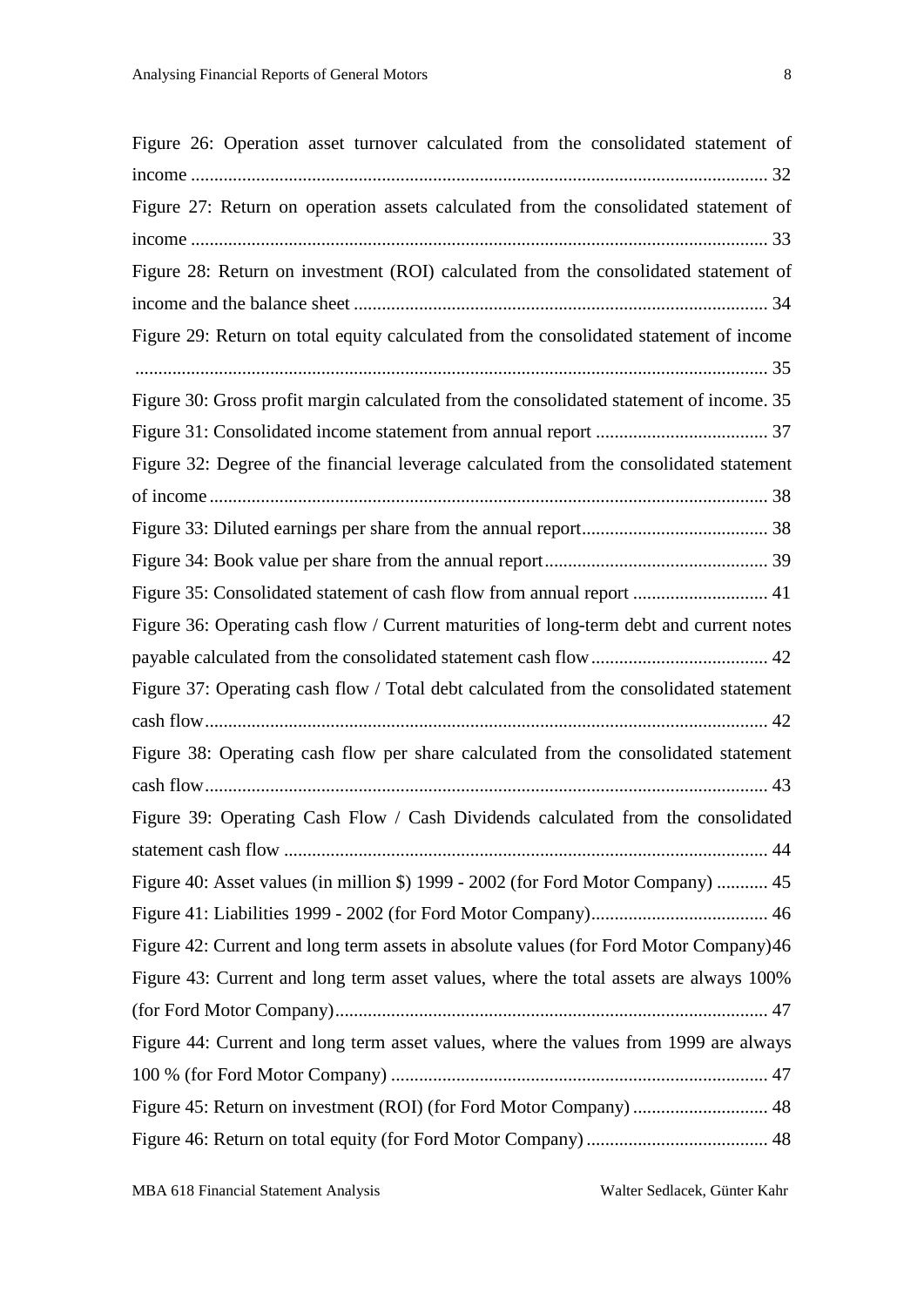Figure 26: Operation asset turnover calculated from the consolidated statement of income ............................................................................................................................ 32

Figure 27: Return on operation assets calculated from the consolidated statement of income ............................................................................................................................ 33

Figure 28: Return on investment (ROI) calculated from the consolidated statement of income and the balance sheet ......................................................................................... 34

Figure 29: Return on total equity calculated from the consolidated statement of income ....................................................................................................................................... 35

Figure 30: Gross profit margin calculated from the consolidated statement of income. 35

Figure 31: Consolidated income statement from annual report ...................................... 37

Figure 32: Degree of the financial leverage calculated from the consolidated statement of income ........................................................................................................................ 38

Figure 33: Diluted earnings per share from the annual report ........................................ 38

Figure 34: Book value per share from the annual report ................................................ 39

Figure 35: Consolidated statement of cash flow from annual report ............................. 41

Figure 36: Operating cash flow / Current maturities of long-term debt and current notes payable calculated from the consolidated statement cash flow ...................................... 42

Figure 37: Operating cash flow / Total debt calculated from the consolidated statement cash flow ......................................................................................................................... 42

Figure 38: Operating cash flow per share calculated from the consolidated statement cash flow ......................................................................................................................... 43

Figure 39: Operating Cash Flow / Cash Dividends calculated from the consolidated statement cash flow ........................................................................................................ 44

Figure 40: Asset values (in million $) 1999 - 2002 (for Ford Motor Company) ........... 45

Figure 41: Liabilities 1999 - 2002 (for Ford Motor Company) ...................................... 46

Figure 42: Current and long term assets in absolute values (for Ford Motor Company) 46

Figure 43: Current and long term asset values, where the total assets are always 100% (for Ford Motor Company) ............................................................................................. 47

Figure 44: Current and long term asset values, where the values from 1999 are always 100 % (for Ford Motor Company) ................................................................................. 47

Figure 45: Return on investment (ROI) (for Ford Motor Company) ............................. 48

Figure 46: Return on total equity (for Ford Motor Company) ....................................... 48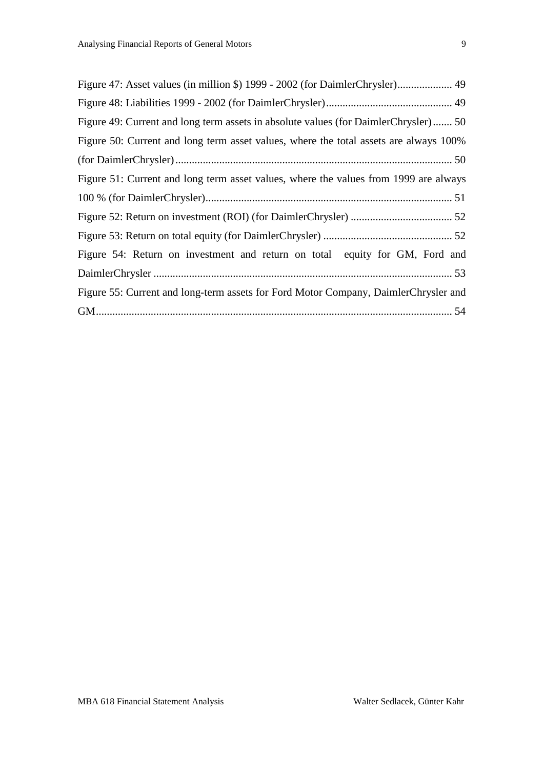Figure 47: Asset values (in million $) 1999 - 2002 (for DaimlerChrysler).................... 49

Figure 48: Liabilities 1999 - 2002 (for DaimlerChrysler).............................................. 49

Figure 49: Current and long term assets in absolute values (for DaimlerChrysler)....... 50

Figure 50: Current and long term asset values, where the total assets are always 100% (for DaimlerChrysler)..................................................................................................... 50

Figure 51: Current and long term asset values, where the values from 1999 are always 100 % (for DaimlerChrysler).......................................................................................... 51

Figure 52: Return on investment (ROI) (for DaimlerChrysler) ..................................... 52

Figure 53: Return on total equity (for DaimlerChrysler) ............................................... 52

Figure 54: Return on investment and return on total equity for GM, Ford and DaimlerChrysler ............................................................................................................. 53

Figure 55: Current and long-term assets for Ford Motor Company, DaimlerChrysler and GM.................................................................................................................................. 54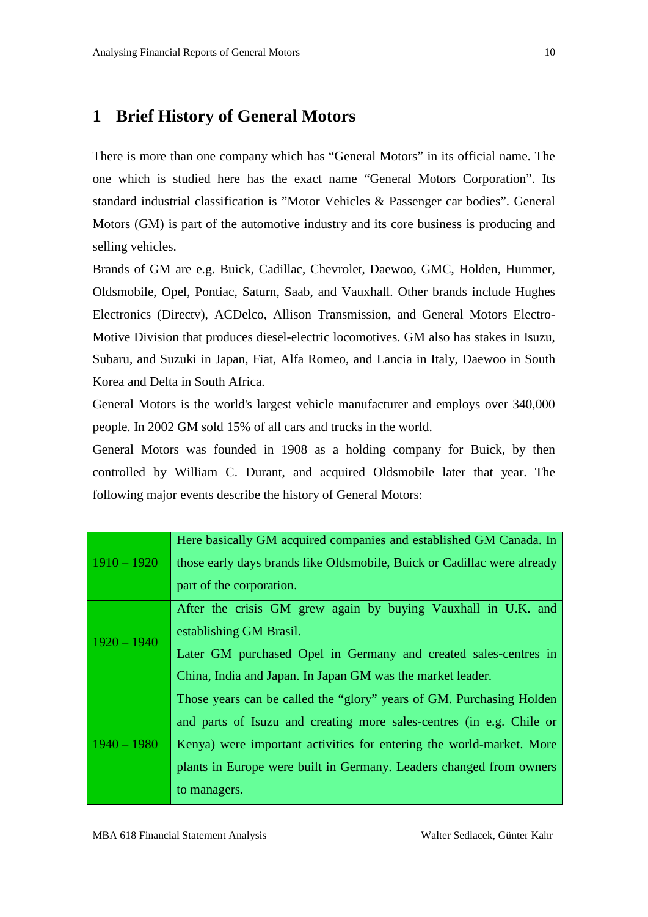# 1 Brief History of General Motors

There is more than one company which has "General Motors" in its official name. The one which is studied here has the exact name "General Motors Corporation". Its standard industrial classification is "Motor Vehicles & Passenger car bodies". General Motors (GM) is part of the automotive industry and its core business is producing and selling vehicles.

Brands of GM are e.g. Buick, Cadillac, Chevrolet, Daewoo, GMC, Holden, Hummer, Oldsmobile, Opel, Pontiac, Saturn, Saab, and Vauxhall. Other brands include Hughes Electronics (Directv), ACDelco, Allison Transmission, and General Motors Electro-Motive Division that produces diesel-electric locomotives. GM also has stakes in Isuzu, Subaru, and Suzuki in Japan, Fiat, Alfa Romeo, and Lancia in Italy, Daewoo in South Korea and Delta in South Africa.

General Motors is the world's largest vehicle manufacturer and employs over 340,000 people. In 2002 GM sold 15% of all cars and trucks in the world.

General Motors was founded in 1908 as a holding company for Buick, by then controlled by William C. Durant, and acquired Oldsmobile later that year. The following major events describe the history of General Motors:

| | |
|---|---|
| 1910 – 1920 | Here basically GM acquired companies and established GM Canada. In those early days brands like Oldsmobile, Buick or Cadillac were already part of the corporation. |
| 1920 – 1940 | After the crisis GM grew again by buying Vauxhall in U.K. and establishing GM Brasil. Later GM purchased Opel in Germany and created sales-centres in China, India and Japan. In Japan GM was the market leader. |
| 1940 – 1980 | Those years can be called the "glory" years of GM. Purchasing Holden and parts of Isuzu and creating more sales-centres (in e.g. Chile or Kenya) were important activities for entering the world-market. More plants in Europe were built in Germany. Leaders changed from owners to managers. |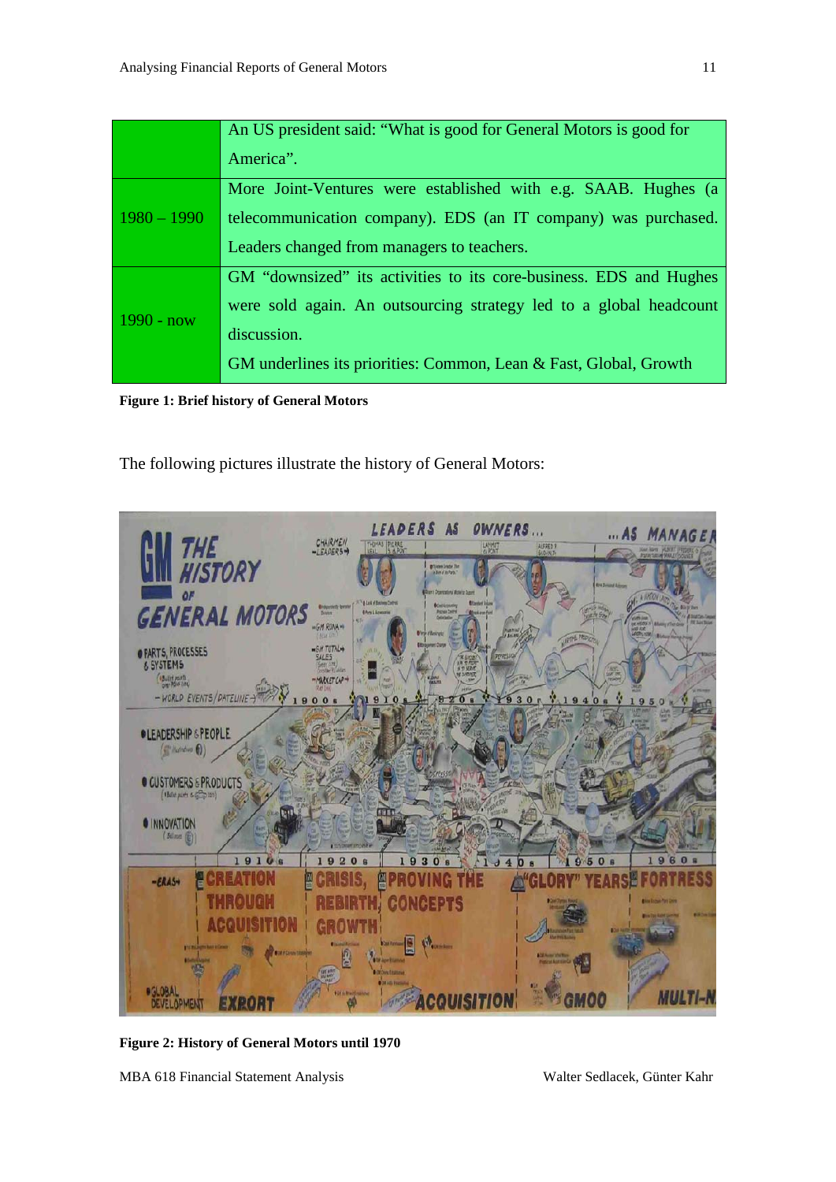| | |
|---|---|
| | An US president said: "What is good for General Motors is good for America". |
| 1980 – 1990 | More Joint-Ventures were established with e.g. SAAB. Hughes (a telecommunication company). EDS (an IT company) was purchased. Leaders changed from managers to teachers. |
| 1990 - now | GM "downsized" its activities to its core-business. EDS and Hughes were sold again. An outsourcing strategy led to a global headcount discussion. GM underlines its priorities: Common, Lean & Fast, Global, Growth |

**Figure 1: Brief history of General Motors**

The following pictures illustrate the history of General Motors:

**Figure 2: History of General Motors until 1970**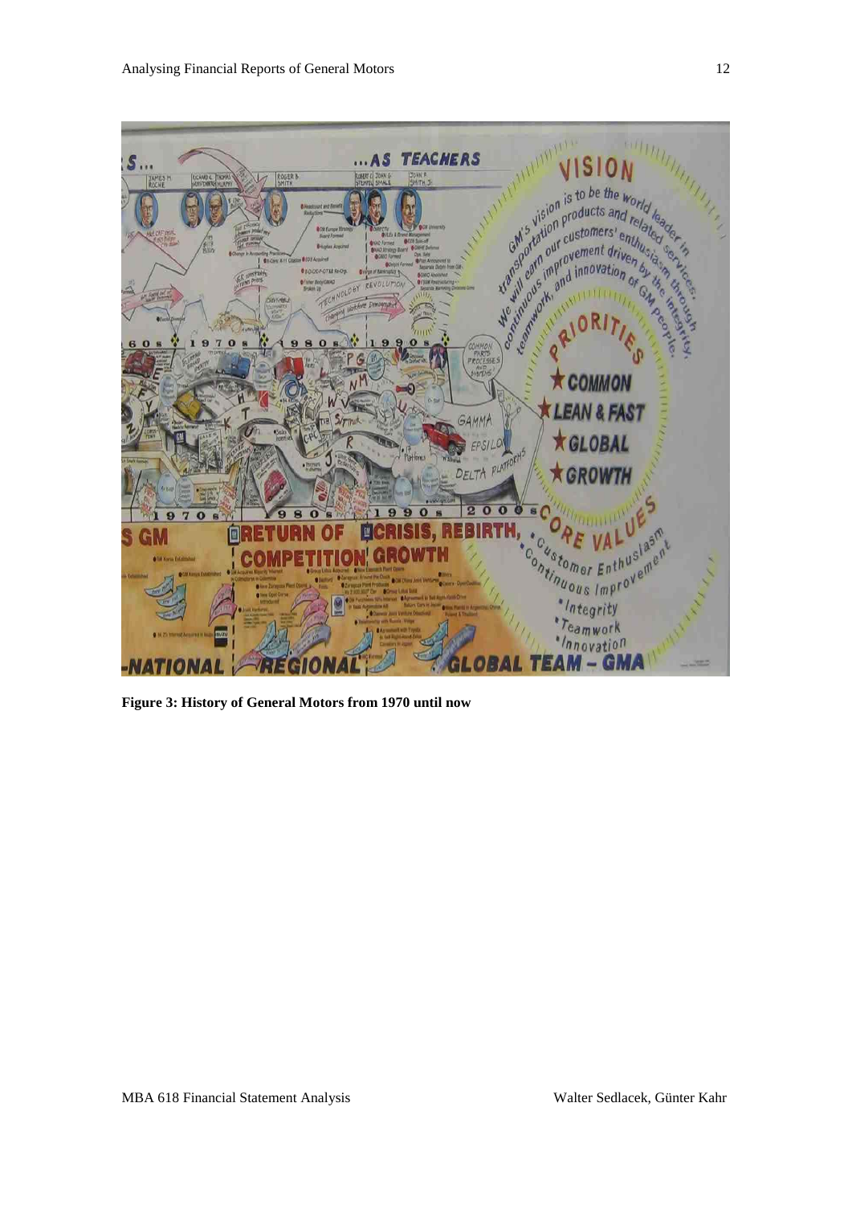**Figure 3: History of General Motors from 1970 until now**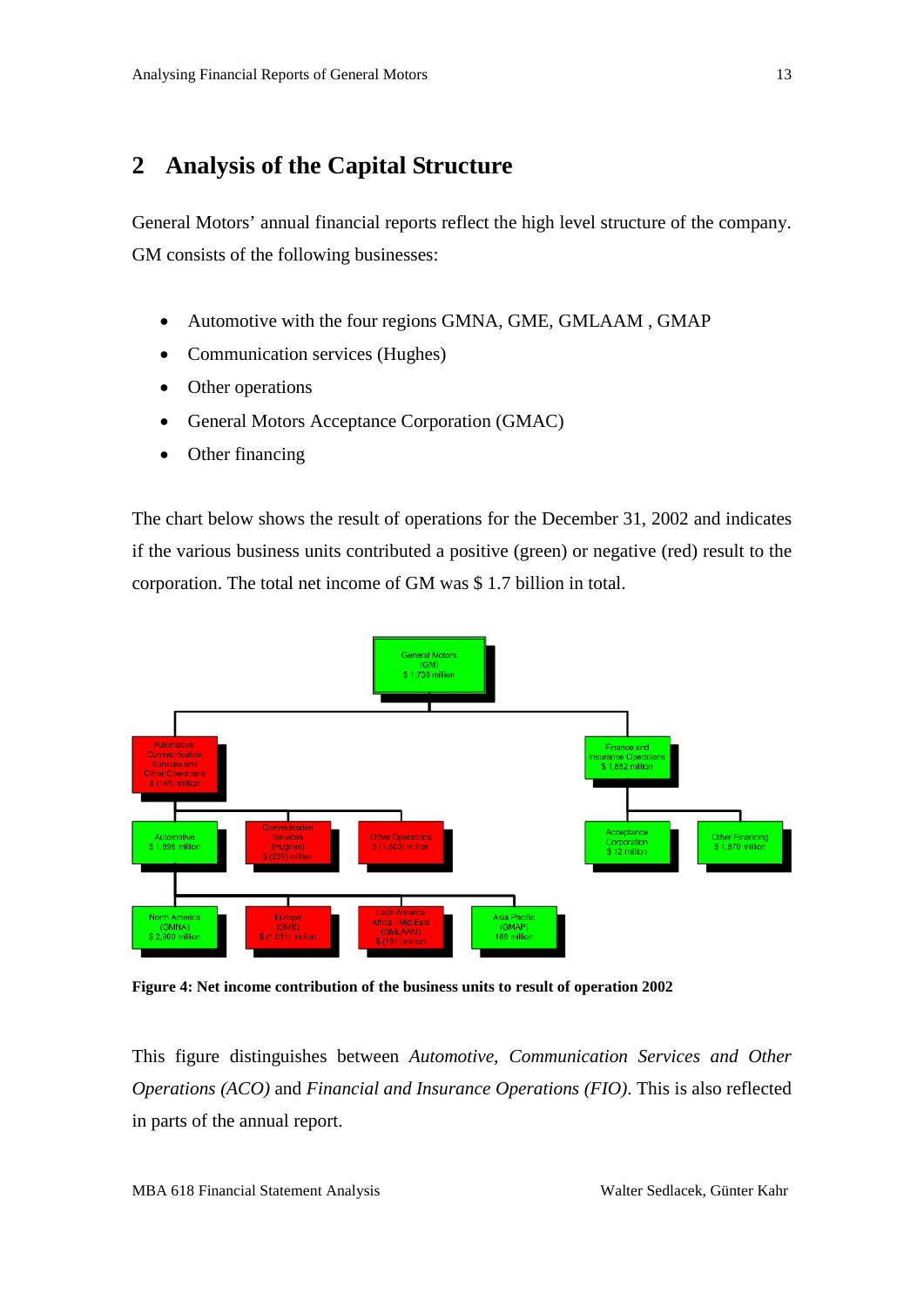## 2 Analysis of the Capital Structure

General Motors' annual financial reports reflect the high level structure of the company. GM consists of the following businesses:

- Automotive with the four regions GMNA, GME, GMLAAM , GMAP
- Communication services (Hughes)
- Other operations
- General Motors Acceptance Corporation (GMAC)
- Other financing

The chart below shows the result of operations for the December 31, 2002 and indicates if the various business units contributed a positive (green) or negative (red) result to the corporation. The total net income of GM was $ 1.7 billion in total.

General Motors (GM) $ 1,736 million

Automotive Communication Services and Other Operations $ (146) million

Finance and Insurance Operations $ 1,882 million

Automotive $ 1,896 million

Communication Services (Hughes) $ (239) million

Other Operations $ (1,803) million

Acceptance Corporation $ 12 million

Other Financing $ 1,870 million

North America (GMNA) $ 2,900 million

Europe (GME) $ (1,011) million

Latin America Africa / Mid East (GMLAAM) $ (181) million

Asia Pacific (GMAP) 188 million

**Figure 4: Net income contribution of the business units to result of operation 2002**

This figure distinguishes between *Automotive, Communication Services and Other Operations (ACO)* and *Financial and Insurance Operations (FIO)*. This is also reflected in parts of the annual report.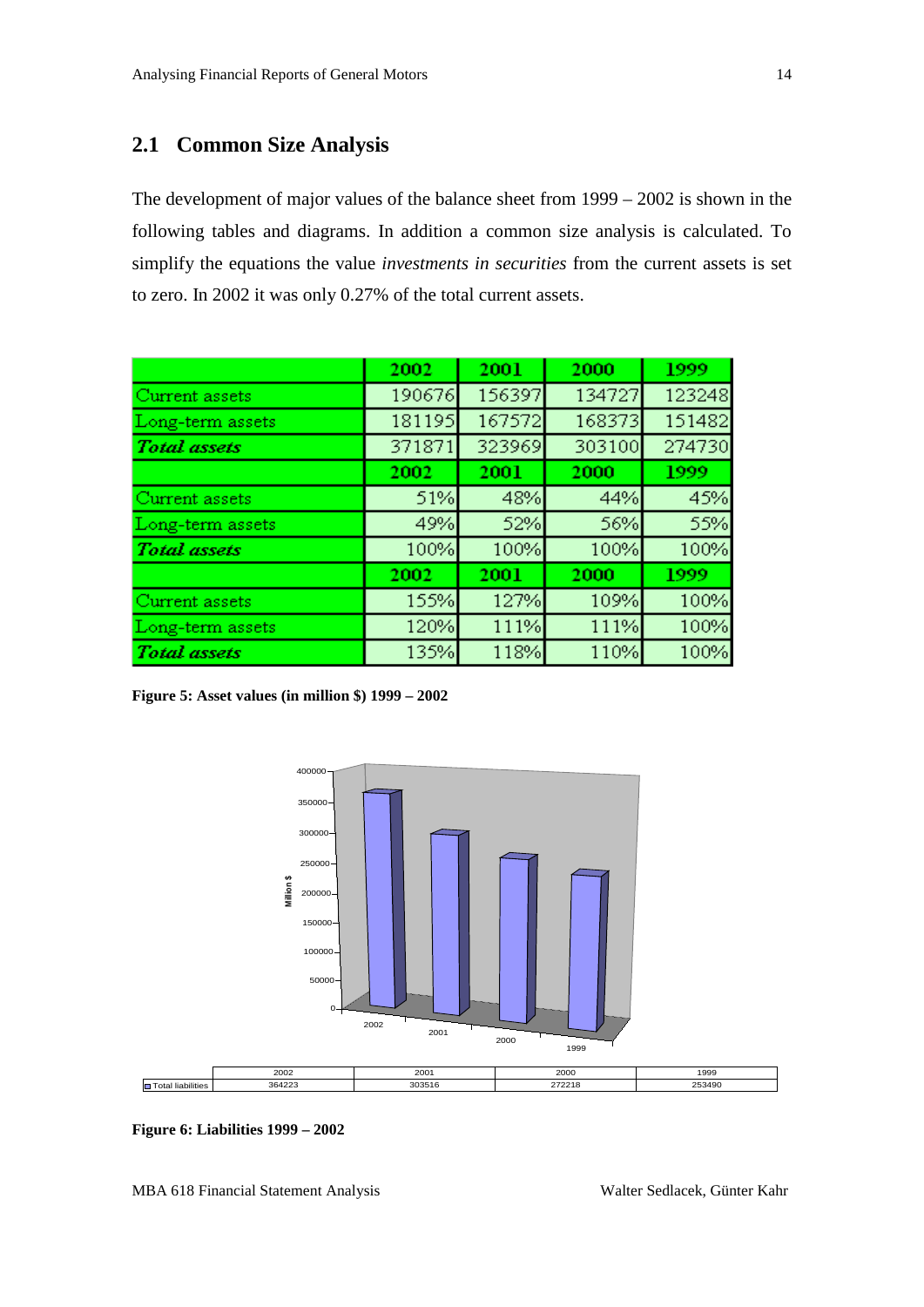## 2.1 Common Size Analysis

The development of major values of the balance sheet from 1999 – 2002 is shown in the following tables and diagrams. In addition a common size analysis is calculated. To simplify the equations the value *investments in securities* from the current assets is set to zero. In 2002 it was only 0.27% of the total current assets.

| | 2002 | 2001 | 2000 | 1999 |
|---|---|---|---|---|
| Current assets | 190676 | 156397 | 134727 | 123248 |
| Long-term assets | 181195 | 167572 | 168373 | 151482 |
| ***Total assets*** | 371871 | 323969 | 303100 | 274730 |
| | **2002** | **2001** | **2000** | **1999** |
| Current assets | 51% | 48% | 44% | 45% |
| Long-term assets | 49% | 52% | 56% | 55% |
| ***Total assets*** | 100% | 100% | 100% | 100% |
| | **2002** | **2001** | **2000** | **1999** |
| Current assets | 155% | 127% | 109% | 100% |
| Long-term assets | 120% | 111% | 111% | 100% |
| ***Total assets*** | 135% | 118% | 110% | 100% |

**Figure 5: Asset values (in million $) 1999 – 2002**

| | 2002 | 2001 | 2000 | 1999 |
|---|---|---|---|---|
| Total liabilities | 364223 | 303516 | 272218 | 253490 |

**Figure 6: Liabilities 1999 – 2002**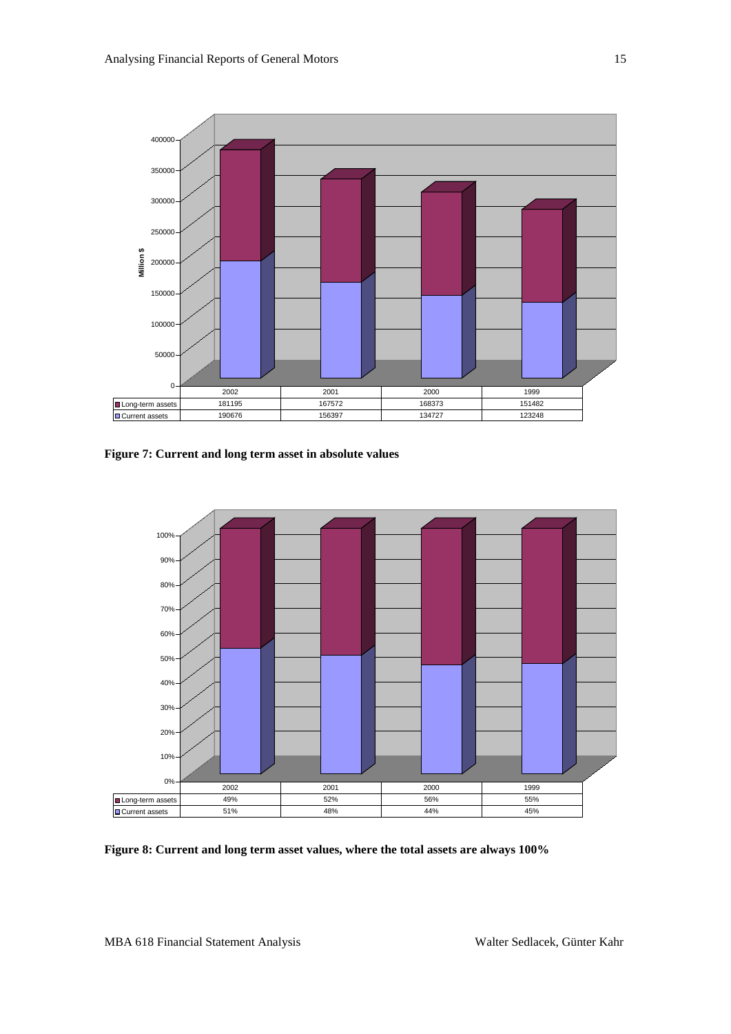| | 2002 | 2001 | 2000 | 1999 |
|---|---|---|---|---|
| Long-term assets | 181195 | 167572 | 168373 | 151482 |
| Current assets | 190676 | 156397 | 134727 | 123248 |

**Figure 7: Current and long term asset in absolute values**

| | 2002 | 2001 | 2000 | 1999 |
|---|---|---|---|---|
| Long-term assets | 49% | 52% | 56% | 55% |
| Current assets | 51% | 48% | 44% | 45% |

**Figure 8: Current and long term asset values, where the total assets are always 100%**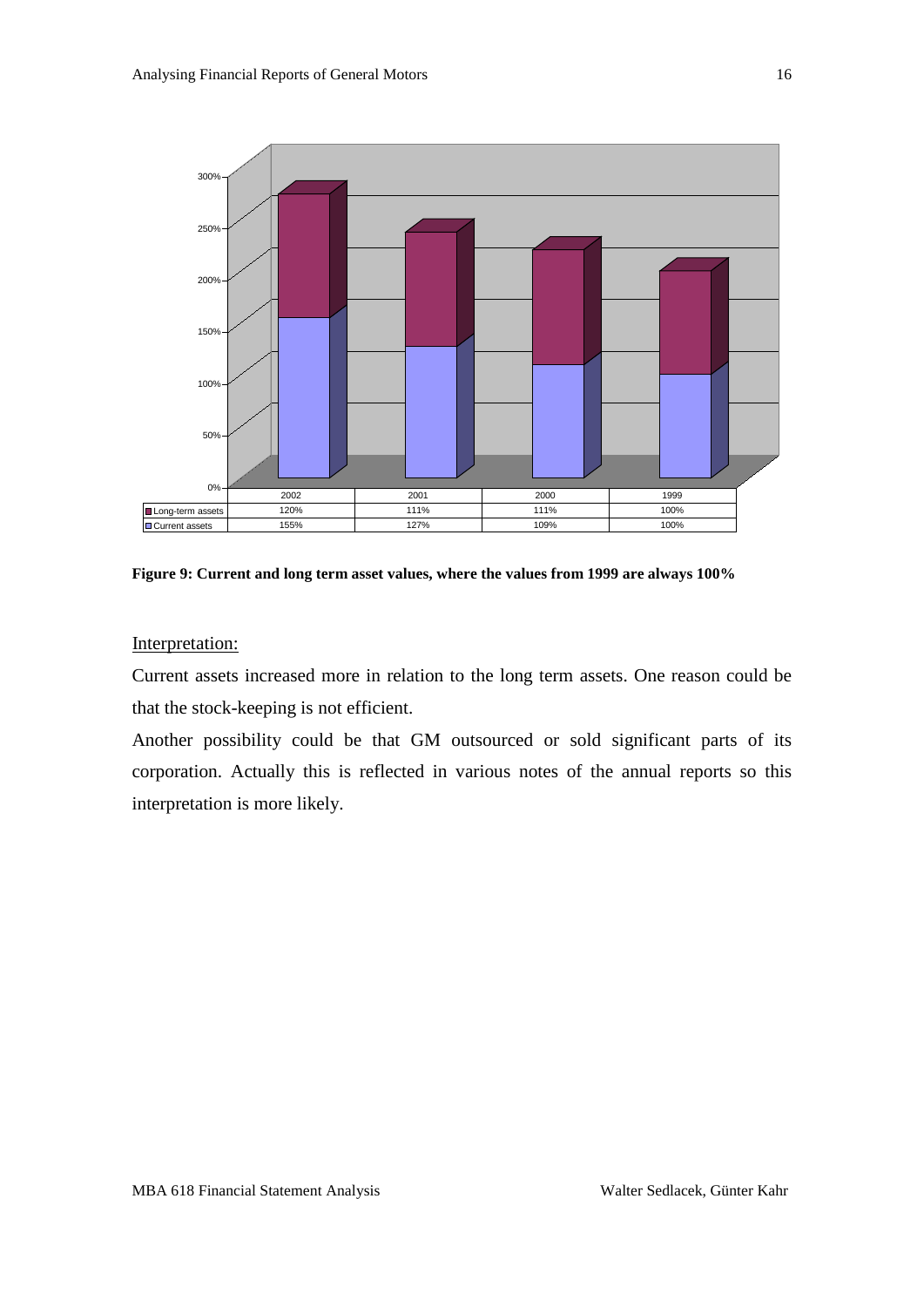| | 2002 | 2001 | 2000 | 1999 |
|---|---|---|---|---|
| Long-term assets | 120% | 111% | 111% | 100% |
| Current assets | 155% | 127% | 109% | 100% |

**Figure 9: Current and long term asset values, where the values from 1999 are always 100%**

Interpretation:

Current assets increased more in relation to the long term assets. One reason could be that the stock-keeping is not efficient.

Another possibility could be that GM outsourced or sold significant parts of its corporation. Actually this is reflected in various notes of the annual reports so this interpretation is more likely.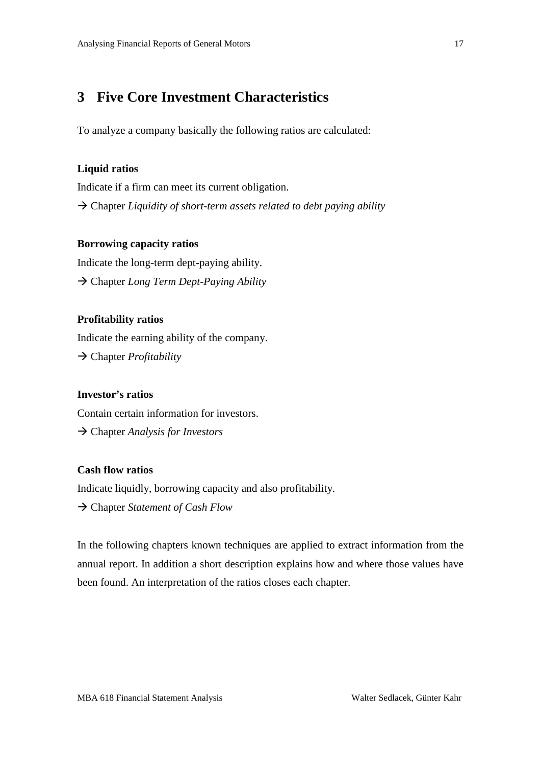# 3 Five Core Investment Characteristics

To analyze a company basically the following ratios are calculated:

**Liquid ratios**

Indicate if a firm can meet its current obligation.

→ Chapter *Liquidity of short-term assets related to debt paying ability*

**Borrowing capacity ratios**

Indicate the long-term dept-paying ability.

→ Chapter *Long Term Dept-Paying Ability*

**Profitability ratios**

Indicate the earning ability of the company.

→ Chapter *Profitability*

**Investor's ratios**

Contain certain information for investors.

→ Chapter *Analysis for Investors*

**Cash flow ratios**

Indicate liquidly, borrowing capacity and also profitability.

→ Chapter *Statement of Cash Flow*

In the following chapters known techniques are applied to extract information from the annual report. In addition a short description explains how and where those values have been found. An interpretation of the ratios closes each chapter.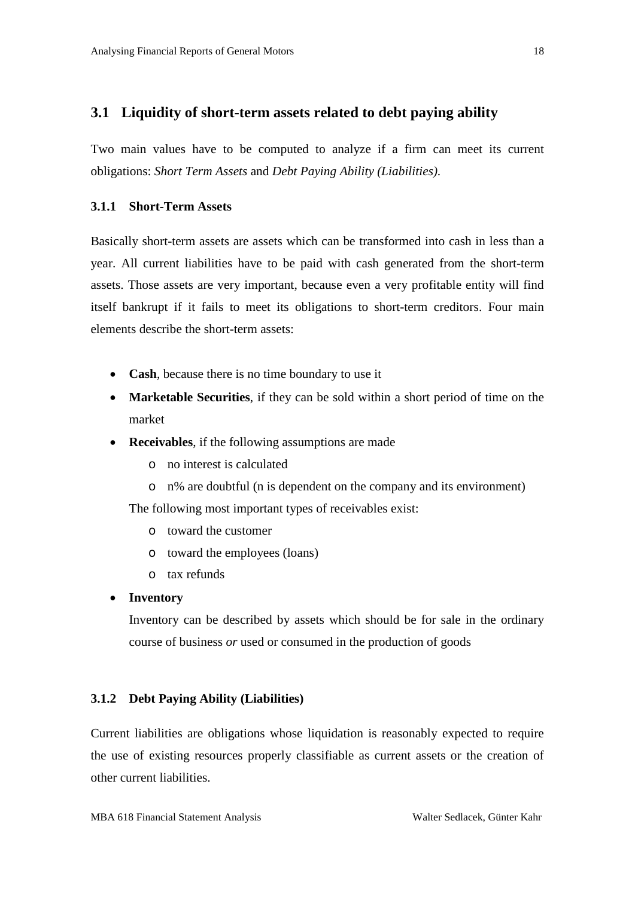## 3.1 Liquidity of short-term assets related to debt paying ability

Two main values have to be computed to analyze if a firm can meet its current obligations: *Short Term Assets* and *Debt Paying Ability (Liabilities).*

### 3.1.1 Short-Term Assets

Basically short-term assets are assets which can be transformed into cash in less than a year. All current liabilities have to be paid with cash generated from the short-term assets. Those assets are very important, because even a very profitable entity will find itself bankrupt if it fails to meet its obligations to short-term creditors. Four main elements describe the short-term assets:

- **Cash**, because there is no time boundary to use it
- **Marketable Securities**, if they can be sold within a short period of time on the market
- **Receivables**, if the following assumptions are made
    - no interest is calculated
    - n% are doubtful (n is dependent on the company and its environment)

  The following most important types of receivables exist:
    - toward the customer
    - toward the employees (loans)
    - tax refunds
- **Inventory**

  Inventory can be described by assets which should be for sale in the ordinary course of business *or* used or consumed in the production of goods

### 3.1.2 Debt Paying Ability (Liabilities)

Current liabilities are obligations whose liquidation is reasonably expected to require the use of existing resources properly classifiable as current assets or the creation of other current liabilities.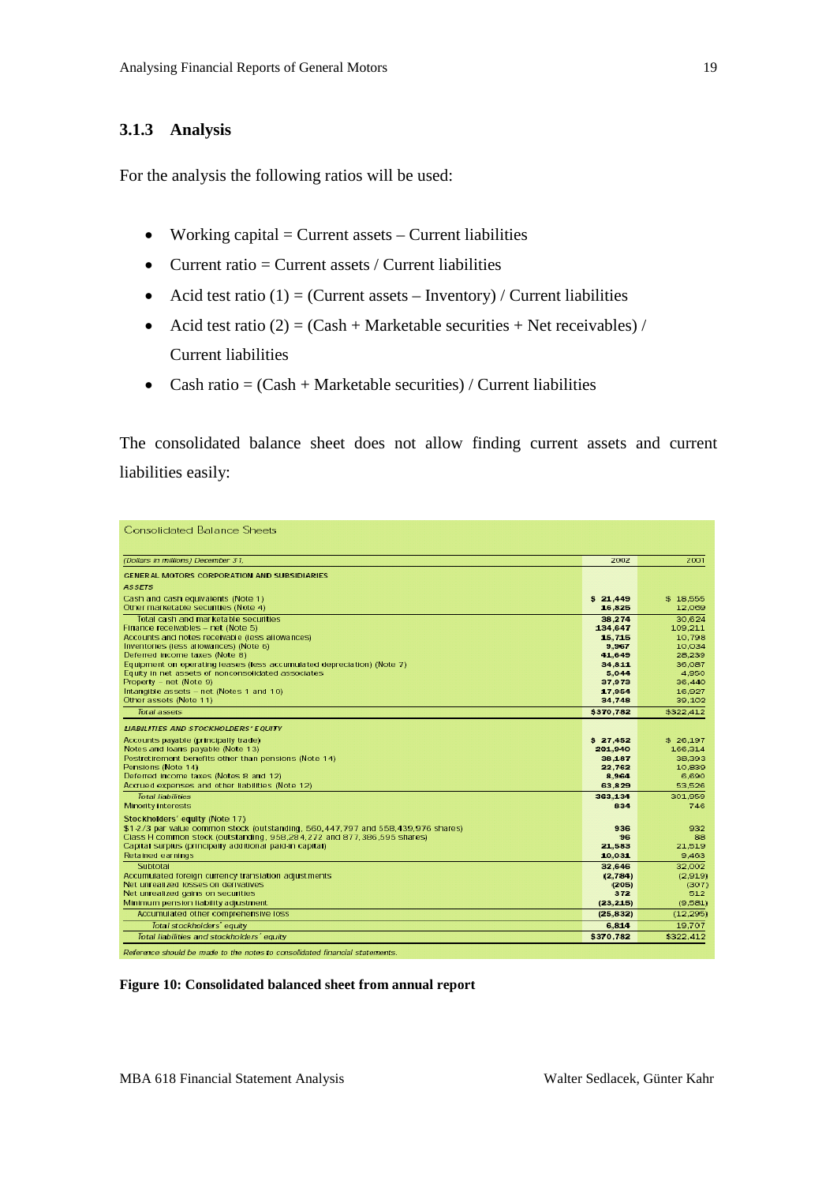### 3.1.3 Analysis

For the analysis the following ratios will be used:

- Working capital = Current assets – Current liabilities
- Current ratio = Current assets / Current liabilities
- Acid test ratio (1) = (Current assets – Inventory) / Current liabilities
- Acid test ratio (2) = (Cash + Marketable securities + Net receivables) / Current liabilities
- Cash ratio = (Cash + Marketable securities) / Current liabilities

The consolidated balance sheet does not allow finding current assets and current liabilities easily:

**Consolidated Balance Sheets**

| (Dollars in millions) December 31, | 2002 | 2001 |
|---|---|---|
| **GENERAL MOTORS CORPORATION AND SUBSIDIARIES** | | |
| ***ASSETS*** | | |
| Cash and cash equivalents (Note 1) | $ 21,449 | $ 18,555 |
| Other marketable securities (Note 4) | 16,825 | 12,069 |
| Total cash and marketable securities | 38,274 | 30,624 |
| Finance receivables – net (Note 5) | 134,647 | 109,211 |
| Accounts and notes receivable (less allowances) | 15,715 | 10,798 |
| Inventories (less allowances) (Note 6) | 9,967 | 10,034 |
| Deferred income taxes (Note 8) | 41,649 | 28,239 |
| Equipment on operating leases (less accumulated depreciation) (Note 7) | 34,811 | 36,087 |
| Equity in net assets of nonconsolidated associates | 5,044 | 4,950 |
| Property – net (Note 9) | 37,973 | 36,440 |
| Intangible assets – net (Notes 1 and 10) | 17,954 | 16,927 |
| Other assets (Note 11) | 34,748 | 39,102 |
| *Total assets* | $370,782 | $322,412 |
| ***LIABILITIES AND STOCKHOLDERS' EQUITY*** | | |
| Accounts payable (principally trade) | $ 27,452 | $ 26,197 |
| Notes and loans payable (Note 13) | 201,940 | 166,314 |
| Postretirement benefits other than pensions (Note 14) | 38,187 | 38,393 |
| Pensions (Note 14) | 22,762 | 10,839 |
| Deferred income taxes (Notes 8 and 12) | 8,964 | 6,690 |
| Accrued expenses and other liabilities (Note 12) | 63,829 | 53,526 |
| *Total liabilities* | 363,134 | 301,959 |
| Minority interests | 834 | 746 |
| **Stockholders' equity** (Note 17) | | |
| $1-2/3 par value common stock (outstanding, 560,447,797 and 558,439,976 shares) | 936 | 932 |
| Class H common stock (outstanding, 958,284,272 and 877,386,595 shares) | 96 | 88 |
| Capital surplus (principally additional paid-in capital) | 21,583 | 21,519 |
| Retained earnings | 10,031 | 9,463 |
| Subtotal | 32,646 | 32,002 |
| Accumulated foreign currency translation adjustments | (2,784) | (2,919) |
| Net unrealized losses on derivatives | (205) | (307) |
| Net unrealized gains on securities | 372 | 512 |
| Minimum pension liability adjustment | (23,215) | (9,581) |
| Accumulated other comprehensive loss | (25,832) | (12,295) |
| *Total stockholders' equity* | 6,814 | 19,707 |
| *Total liabilities and stockholders' equity* | $370,782 | $322,412 |

*Reference should be made to the notes to consolidated financial statements.*

**Figure 10: Consolidated balanced sheet from annual report**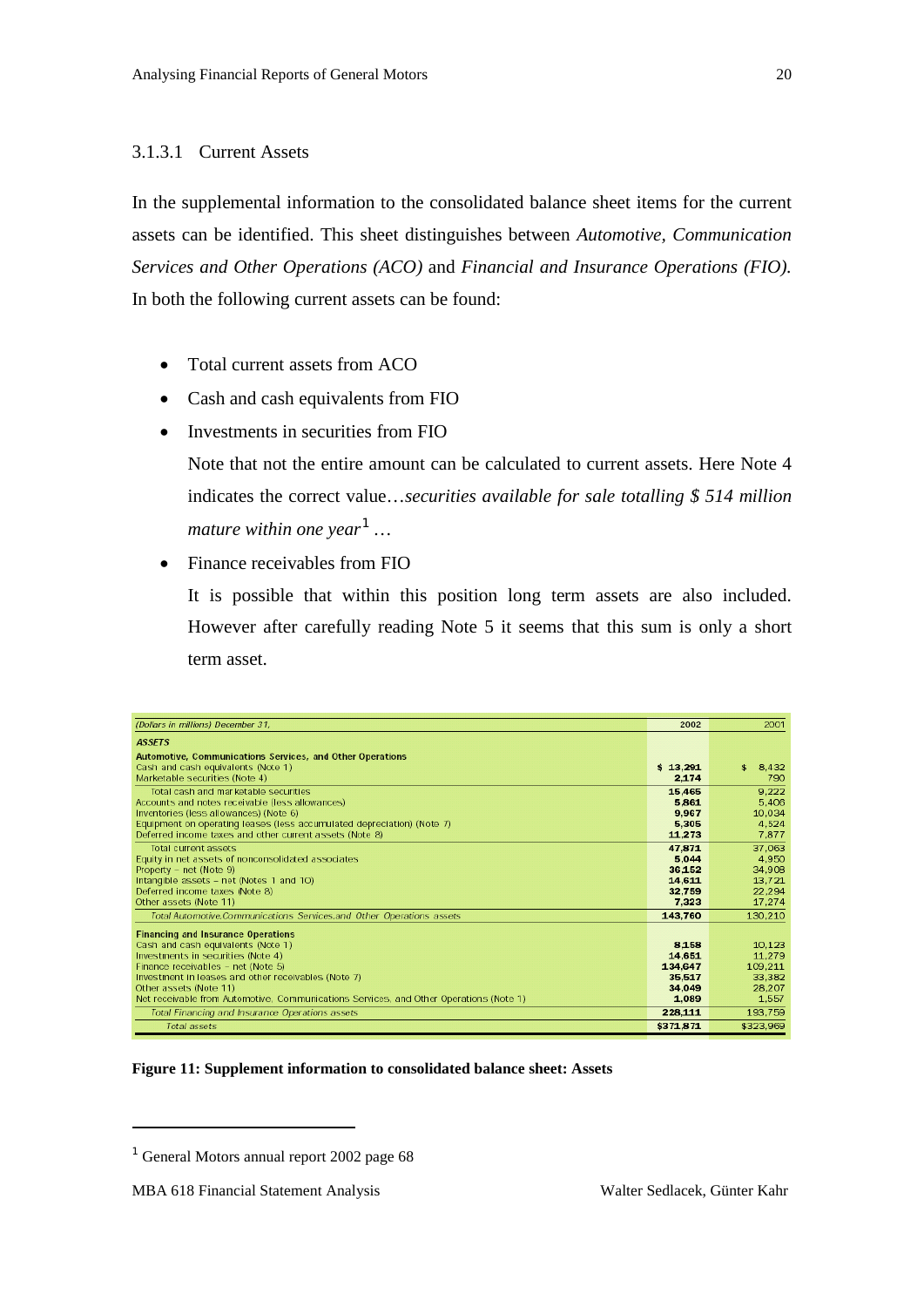### 3.1.3.1 Current Assets

In the supplemental information to the consolidated balance sheet items for the current assets can be identified. This sheet distinguishes between *Automotive, Communication Services and Other Operations (ACO)* and *Financial and Insurance Operations (FIO).* In both the following current assets can be found:

- Total current assets from ACO
- Cash and cash equivalents from FIO
- Investments in securities from FIO

  Note that not the entire amount can be calculated to current assets. Here Note 4 indicates the correct value…*securities available for sale totalling $ 514 million mature within one year*[1] …
- Finance receivables from FIO

  It is possible that within this position long term assets are also included. However after carefully reading Note 5 it seems that this sum is only a short term asset.

| *(Dollars in millions) December 31,* | 2002 | 2001 |
|---|---|---|
| ***ASSETS*** | | |
| **Automotive, Communications Services, and Other Operations** | | |
| Cash and cash equivalents (Note 1) | $ 13,291 | $ 8,432 |
| Marketable securities (Note 4) | 2,174 | 790 |
| Total cash and marketable securities | 15,465 | 9,222 |
| Accounts and notes receivable (less allowances) | 5,861 | 5,406 |
| Inventories (less allowances) (Note 6) | 9,967 | 10,034 |
| Equipment on operating leases (less accumulated depreciation) (Note 7) | 5,305 | 4,524 |
| Deferred income taxes and other current assets (Note 8) | 11,273 | 7,877 |
| Total current assets | 47,871 | 37,063 |
| Equity in net assets of nonconsolidated associates | 5,044 | 4,950 |
| Property – net (Note 9) | 36,152 | 34,908 |
| Intangible assets – net (Notes 1 and 10) | 14,611 | 13,721 |
| Deferred income taxes (Note 8) | 32,759 | 22,294 |
| Other assets (Note 11) | 7,323 | 17,274 |
| *Total Automotive, Communications Services, and Other Operations assets* | 143,760 | 130,210 |
| **Financing and Insurance Operations** | | |
| Cash and cash equivalents (Note 1) | 8,158 | 10,123 |
| Investments in securities (Note 4) | 14,651 | 11,279 |
| Finance receivables – net (Note 5) | 134,647 | 109,211 |
| Investment in leases and other receivables (Note 7) | 35,517 | 33,382 |
| Other assets (Note 11) | 34,049 | 28,207 |
| Net receivable from Automotive, Communications Services, and Other Operations (Note 1) | 1,089 | 1,557 |
| *Total Financing and Insurance Operations assets* | 228,111 | 193,759 |
| *Total assets* | $371,871 | $323,969 |

**Figure 11: Supplement information to consolidated balance sheet: Assets**

[1] General Motors annual report 2002 page 68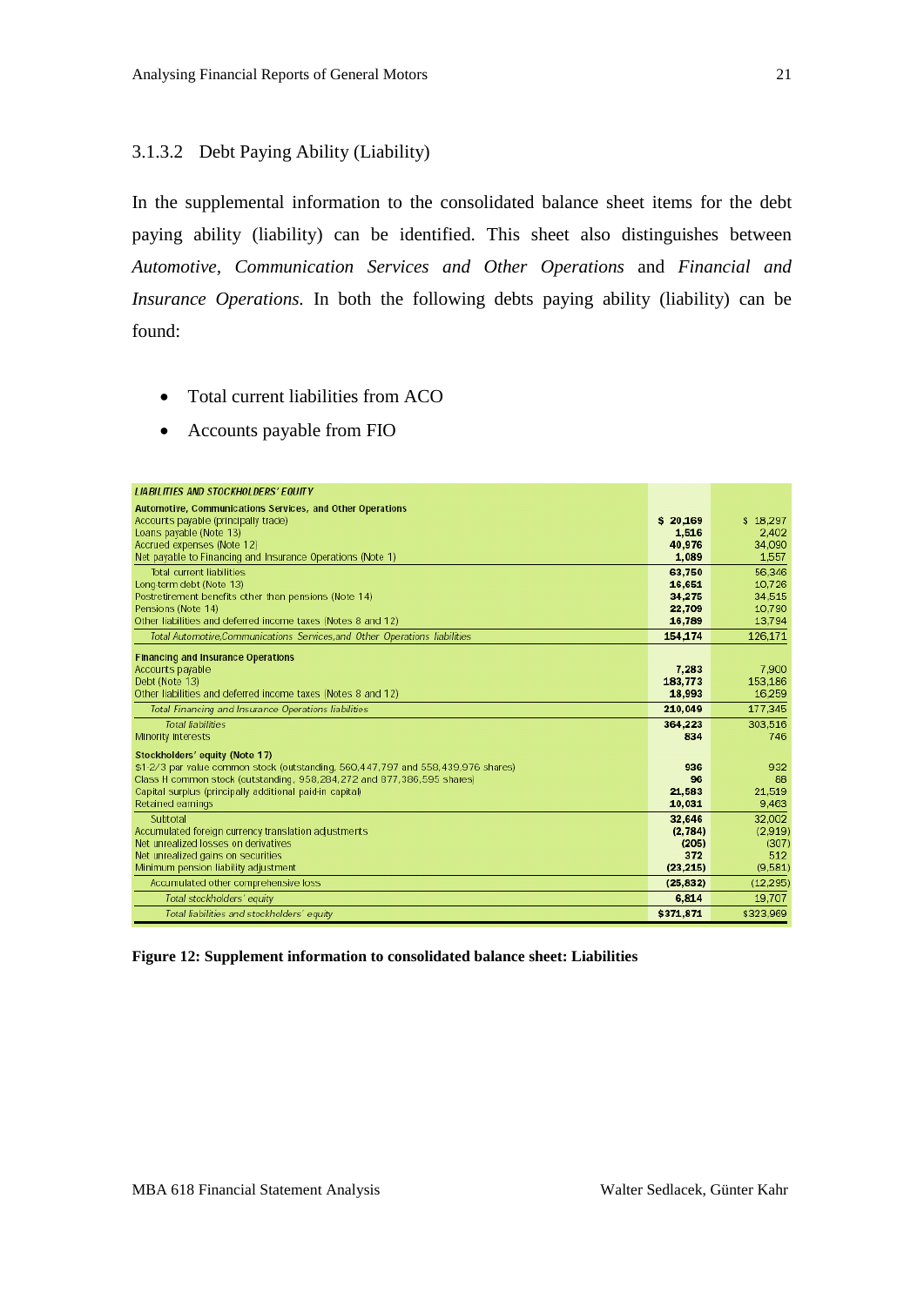### 3.1.3.2 Debt Paying Ability (Liability)

In the supplemental information to the consolidated balance sheet items for the debt paying ability (liability) can be identified. This sheet also distinguishes between *Automotive, Communication Services and Other Operations* and *Financial and Insurance Operations.* In both the following debts paying ability (liability) can be found:

- Total current liabilities from ACO
- Accounts payable from FIO

| *LIABILITIES AND STOCKHOLDERS' EQUITY* | | |
|---|---|---|
| **Automotive, Communications Services, and Other Operations** | | |
| Accounts payable (principally trade) | **$ 20,169** | $ 18,297 |
| Loans payable (Note 13) | **1,516** | 2,402 |
| Accrued expenses (Note 12) | **40,976** | 34,090 |
| Net payable to Financing and Insurance Operations (Note 1) | **1,089** | 1,557 |
| Total current liabilities | **63,750** | 56,346 |
| Long-term debt (Note 13) | **16,651** | 10,726 |
| Postretirement benefits other than pensions (Note 14) | **34,275** | 34,515 |
| Pensions (Note 14) | **22,709** | 10,790 |
| Other liabilities and deferred income taxes (Notes 8 and 12) | **16,789** | 13,794 |
| *Total Automotive,Communications Services,and Other Operations liabilities* | **154,174** | 126,171 |
| **Financing and Insurance Operations** | | |
| Accounts payable | **7,283** | 7,900 |
| Debt (Note 13) | **183,773** | 153,186 |
| Other liabilities and deferred income taxes (Notes 8 and 12) | **18,993** | 16,259 |
| *Total Financing and Insurance Operations liabilities* | **210,049** | 177,345 |
| *Total liabilities* | **364,223** | 303,516 |
| Minority interests | **834** | 746 |
| **Stockholders' equity (Note 17)** | | |
| $1-2/3 par value common stock (outstanding, 560,447,797 and 558,439,976 shares) | **936** | 932 |
| Class H common stock (outstanding, 958,284,272 and 877,386,595 shares) | **96** | 88 |
| Capital surplus (principally additional paid-in capital) | **21,583** | 21,519 |
| Retained earnings | **10,031** | 9,463 |
| Subtotal | **32,646** | 32,002 |
| Accumulated foreign currency translation adjustments | **(2,784)** | (2,919) |
| Net unrealized losses on derivatives | **(205)** | (307) |
| Net unrealized gains on securities | **372** | 512 |
| Minimum pension liability adjustment | **(23,215)** | (9,581) |
| Accumulated other comprehensive loss | **(25,832)** | (12,295) |
| *Total stockholders' equity* | **6,814** | 19,707 |
| *Total liabilities and stockholders' equity* | **$371,871** | $323,969 |

**Figure 12: Supplement information to consolidated balance sheet: Liabilities**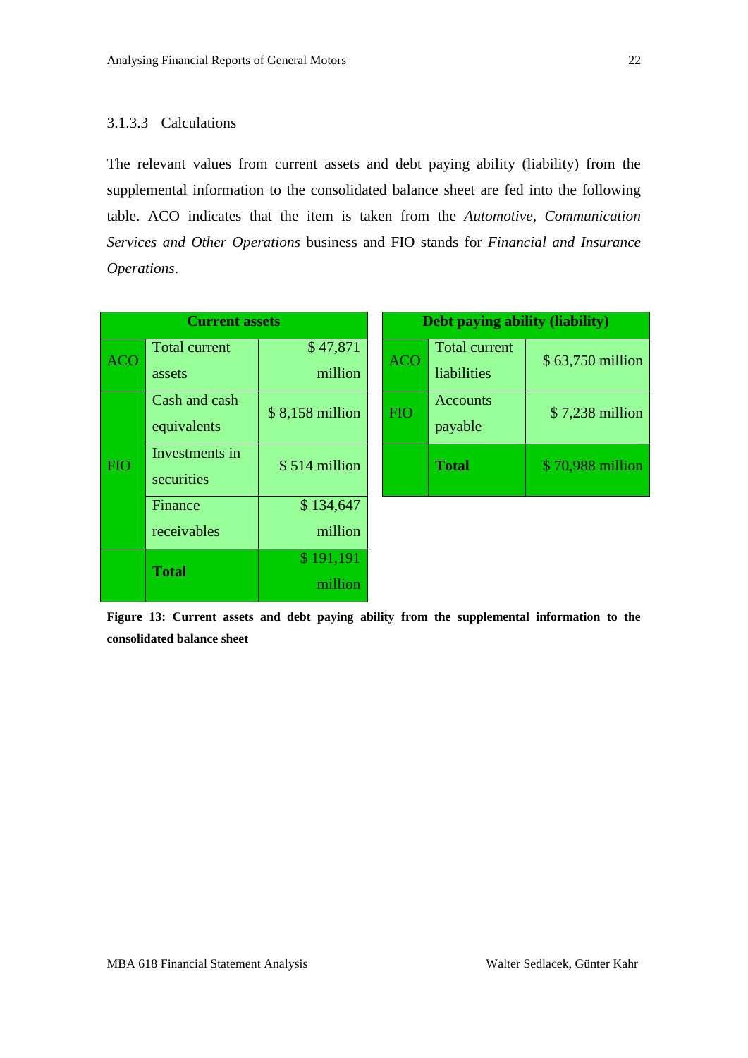#### 3.1.3.3 Calculations

The relevant values from current assets and debt paying ability (liability) from the supplemental information to the consolidated balance sheet are fed into the following table. ACO indicates that the item is taken from the *Automotive, Communication Services and Other Operations* business and FIO stands for *Financial and Insurance Operations*.

| **Current assets** | | |
|---|---|---|
| ACO | Total current assets | $ 47,871 million |
| FIO | Cash and cash equivalents | $ 8,158 million |
| | Investments in securities | $ 514 million |
| | Finance receivables | $ 134,647 million |
| | **Total** | $ 191,191 million |

| **Debt paying ability (liability)** | | |
|---|---|---|
| ACO | Total current liabilities | $ 63,750 million |
| FIO | Accounts payable | $ 7,238 million |
| | **Total** | $ 70,988 million |

**Figure 13: Current assets and debt paying ability from the supplemental information to the consolidated balance sheet**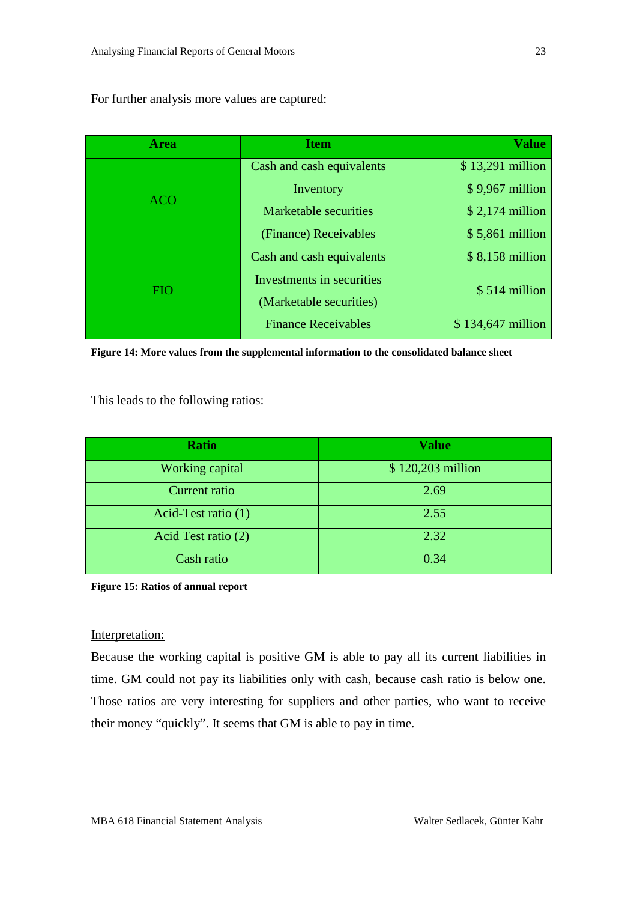For further analysis more values are captured:

| Area | Item | Value |
|---|---|---|
| ACO | Cash and cash equivalents | $ 13,291 million |
| | Inventory | $ 9,967 million |
| | Marketable securities | $ 2,174 million |
| | (Finance) Receivables | $ 5,861 million |
| FIO | Cash and cash equivalents | $ 8,158 million |
| | Investments in securities (Marketable securities) | $ 514 million |
| | Finance Receivables | $ 134,647 million |

**Figure 14: More values from the supplemental information to the consolidated balance sheet**

This leads to the following ratios:

| Ratio | Value |
|---|---|
| Working capital | $ 120,203 million |
| Current ratio | 2.69 |
| Acid-Test ratio (1) | 2.55 |
| Acid Test ratio (2) | 2.32 |
| Cash ratio | 0.34 |

**Figure 15: Ratios of annual report**

Interpretation:

Because the working capital is positive GM is able to pay all its current liabilities in time. GM could not pay its liabilities only with cash, because cash ratio is below one. Those ratios are very interesting for suppliers and other parties, who want to receive their money "quickly". It seems that GM is able to pay in time.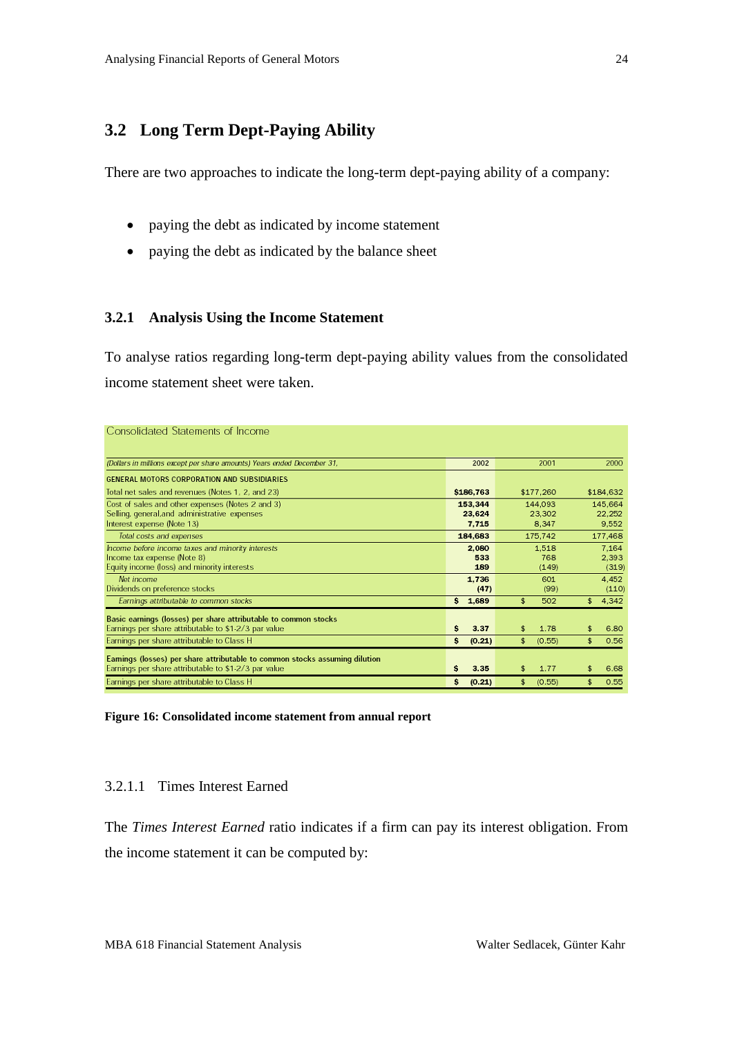## 3.2 Long Term Dept-Paying Ability

There are two approaches to indicate the long-term dept-paying ability of a company:

- paying the debt as indicated by income statement
- paying the debt as indicated by the balance sheet

### 3.2.1 Analysis Using the Income Statement

To analyse ratios regarding long-term dept-paying ability values from the consolidated income statement sheet were taken.

Consolidated Statements of Income

| *(Dollars in millions except per share amounts) Years ended December 31,* | 2002 | 2001 | 2000 |
|---|---|---|---|
| **GENERAL MOTORS CORPORATION AND SUBSIDIARIES** | | | |
| Total net sales and revenues (Notes 1, 2, and 23) | **$186,763** | $177,260 | $184,632 |
| Cost of sales and other expenses (Notes 2 and 3) | **153,344** | 144,093 | 145,664 |
| Selling, general,and administrative expenses | **23,624** | 23,302 | 22,252 |
| Interest expense (Note 13) | **7,715** | 8,347 | 9,552 |
| *Total costs and expenses* | **184,683** | 175,742 | 177,468 |
| *Income before income taxes and minority interests* | **2,080** | 1,518 | 7,164 |
| Income tax expense (Note 8) | **533** | 768 | 2,393 |
| Equity income (loss) and minority interests | **189** | (149) | (319) |
| *Net income* | **1,736** | 601 | 4,452 |
| Dividends on preference stocks | **(47)** | (99) | (110) |
| *Earnings attributable to common stocks* | **$ 1,689** | $ 502 | $ 4,342 |
| **Basic earnings (losses) per share attributable to common stocks** | | | |
| Earnings per share attributable to $1-2/3 par value | **$ 3.37** | $ 1.78 | $ 6.80 |
| Earnings per share attributable to Class H | **$ (0.21)** | $ (0.55) | $ 0.56 |
| **Earnings (losses) per share attributable to common stocks assuming dilution** | | | |
| Earnings per share attributable to $1-2/3 par value | **$ 3.35** | $ 1.77 | $ 6.68 |
| Earnings per share attributable to Class H | **$ (0.21)** | $ (0.55) | $ 0.55 |

**Figure 16: Consolidated income statement from annual report**

#### 3.2.1.1 Times Interest Earned

The *Times Interest Earned* ratio indicates if a firm can pay its interest obligation. From the income statement it can be computed by: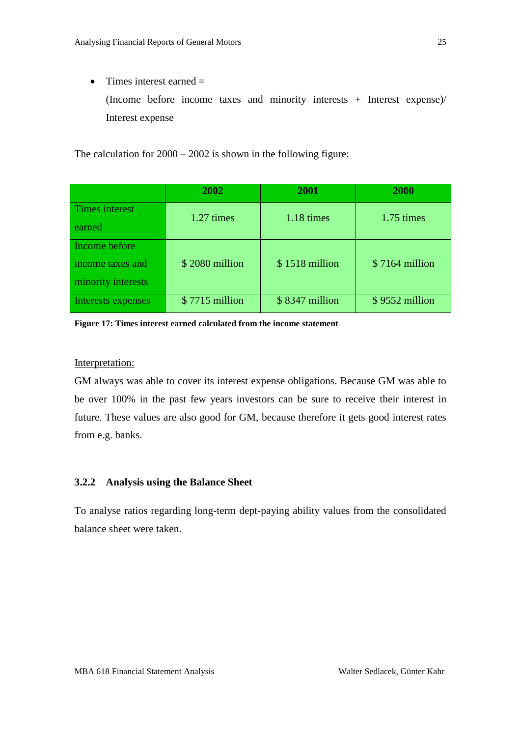- Times interest earned =
  (Income before income taxes and minority interests + Interest expense)/ Interest expense

The calculation for 2000 – 2002 is shown in the following figure:

| | 2002 | 2001 | 2000 |
|---|---|---|---|
| Times interest earned | 1.27 times | 1.18 times | 1.75 times |
| Income before income taxes and minority interests | $ 2080 million | $ 1518 million | $ 7164 million |
| Interests expenses | $ 7715 million | $ 8347 million | $ 9552 million |

**Figure 17: Times interest earned calculated from the income statement**

Interpretation:

GM always was able to cover its interest expense obligations. Because GM was able to be over 100% in the past few years investors can be sure to receive their interest in future. These values are also good for GM, because therefore it gets good interest rates from e.g. banks.

### 3.2.2 Analysis using the Balance Sheet

To analyse ratios regarding long-term dept-paying ability values from the consolidated balance sheet were taken.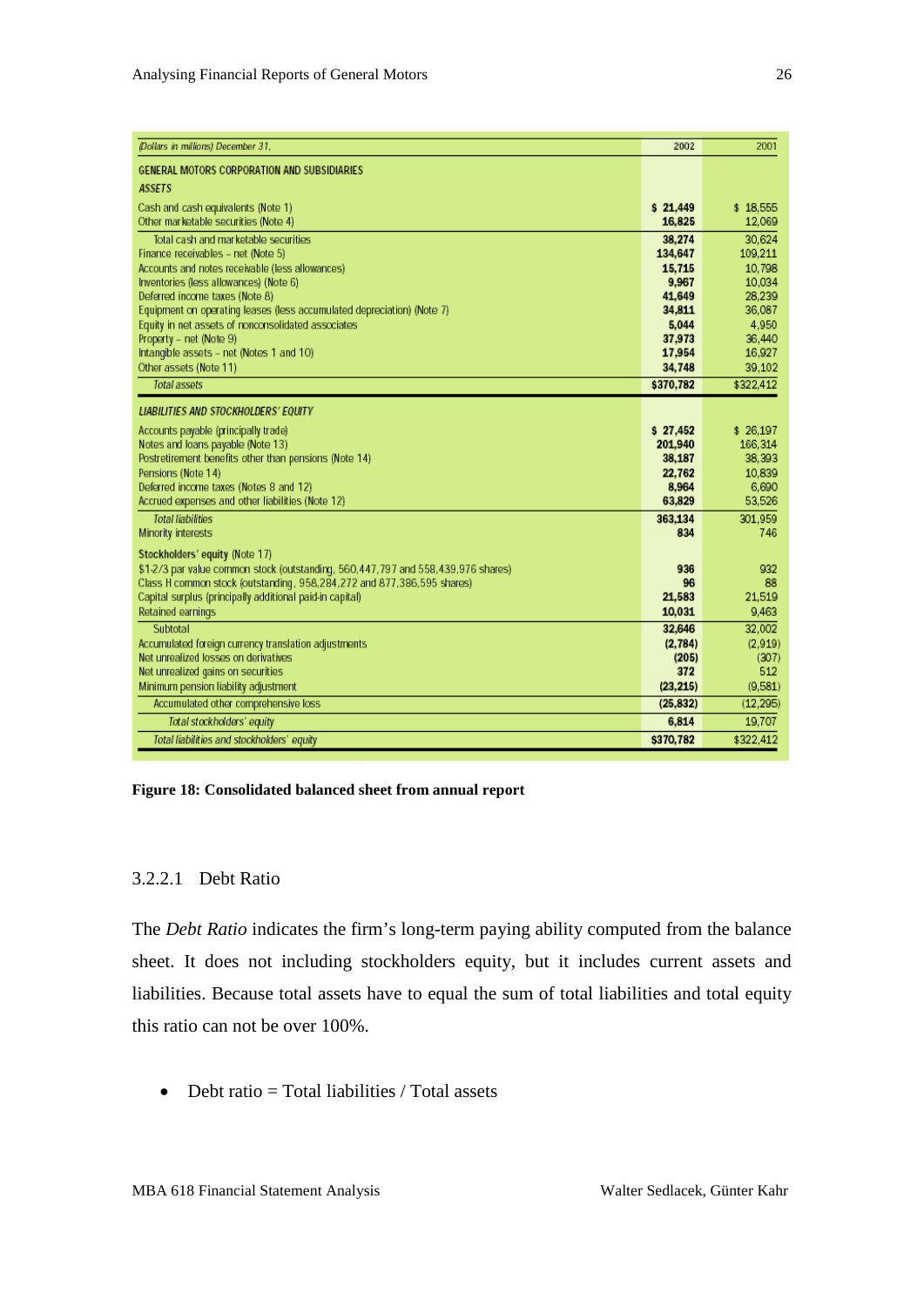| (Dollars in millions) December 31, | 2002 | 2001 |
|---|---|---|
| **GENERAL MOTORS CORPORATION AND SUBSIDIARIES** | | |
| ***ASSETS*** | | |
| Cash and cash equivalents (Note 1) | $ 21,449 | $ 18,555 |
| Other marketable securities (Note 4) | 16,825 | 12,069 |
| Total cash and marketable securities | 38,274 | 30,624 |
| Finance receivables – net (Note 5) | 134,647 | 109,211 |
| Accounts and notes receivable (less allowances) | 15,715 | 10,798 |
| Inventories (less allowances) (Note 6) | 9,967 | 10,034 |
| Deferred income taxes (Note 8) | 41,649 | 28,239 |
| Equipment on operating leases (less accumulated depreciation) (Note 7) | 34,811 | 36,087 |
| Equity in net assets of nonconsolidated associates | 5,044 | 4,950 |
| Property – net (Note 9) | 37,973 | 36,440 |
| Intangible assets – net (Notes 1 and 10) | 17,954 | 16,927 |
| Other assets (Note 11) | 34,748 | 39,102 |
| *Total assets* | $370,782 | $322,412 |
| ***LIABILITIES AND STOCKHOLDERS' EQUITY*** | | |
| Accounts payable (principally trade) | $ 27,452 | $ 26,197 |
| Notes and loans payable (Note 13) | 201,940 | 166,314 |
| Postretirement benefits other than pensions (Note 14) | 38,187 | 38,393 |
| Pensions (Note 14) | 22,762 | 10,839 |
| Deferred income taxes (Notes 8 and 12) | 8,964 | 6,690 |
| Accrued expenses and other liabilities (Note 12) | 63,829 | 53,526 |
| *Total liabilities* | 363,134 | 301,959 |
| Minority interests | 834 | 746 |
| **Stockholders' equity** (Note 17) | | |
| $1-2/3 par value common stock (outstanding, 560,447,797 and 558,439,976 shares) | 936 | 932 |
| Class H common stock (outstanding, 958,284,272 and 877,386,595 shares) | 96 | 88 |
| Capital surplus (principally additional paid-in capital) | 21,583 | 21,519 |
| Retained earnings | 10,031 | 9,463 |
| Subtotal | 32,646 | 32,002 |
| Accumulated foreign currency translation adjustments | (2,784) | (2,919) |
| Net unrealized losses on derivatives | (205) | (307) |
| Net unrealized gains on securities | 372 | 512 |
| Minimum pension liability adjustment | (23,215) | (9,581) |
| Accumulated other comprehensive loss | (25,832) | (12,295) |
| *Total stockholders' equity* | 6,814 | 19,707 |
| *Total liabilities and stockholders' equity* | $370,782 | $322,412 |

**Figure 18: Consolidated balanced sheet from annual report**

#### 3.2.2.1 Debt Ratio

The *Debt Ratio* indicates the firm's long-term paying ability computed from the balance sheet. It does not including stockholders equity, but it includes current assets and liabilities. Because total assets have to equal the sum of total liabilities and total equity this ratio can not be over 100%.

- Debt ratio = Total liabilities / Total assets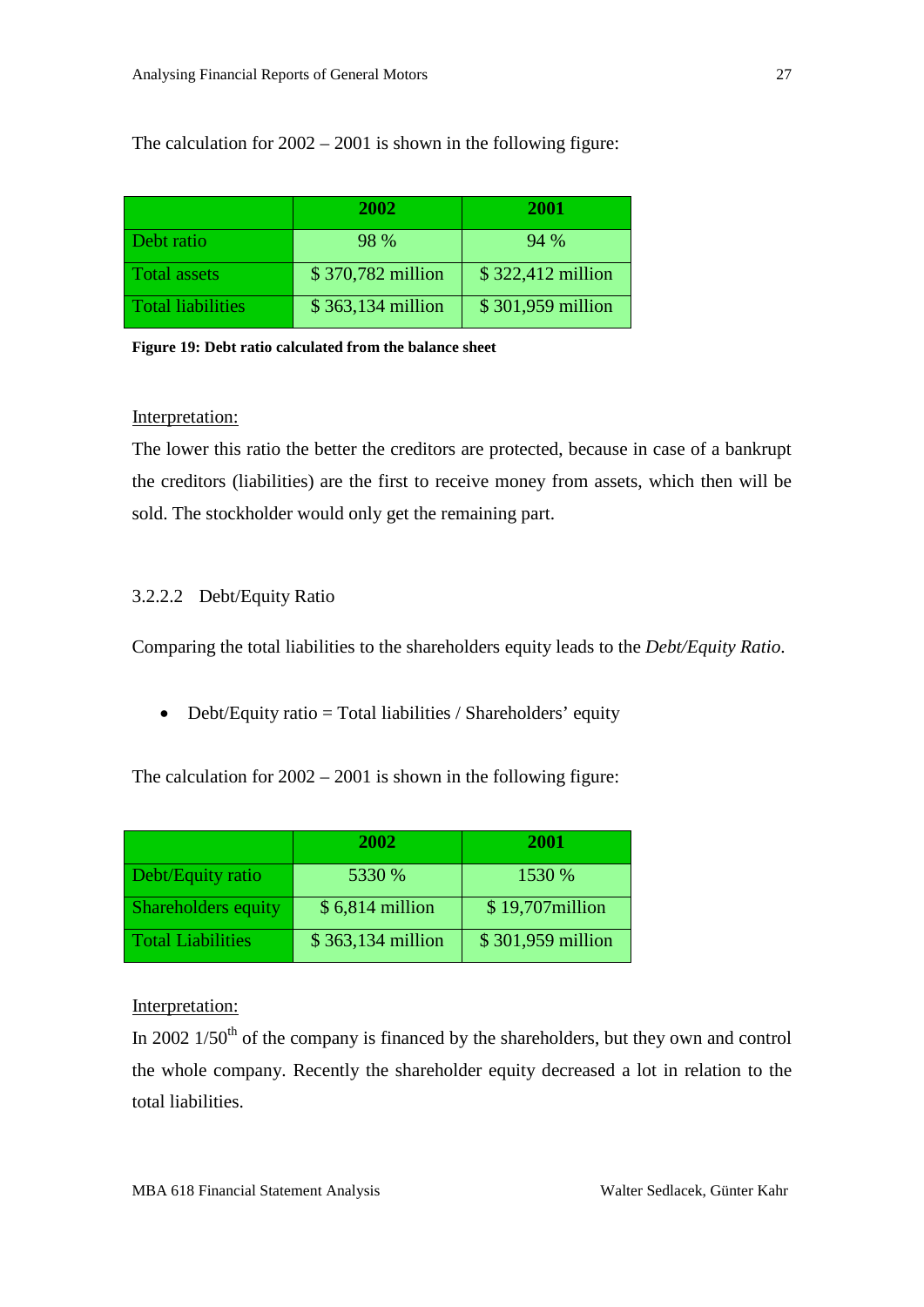The calculation for 2002 – 2001 is shown in the following figure:

| | 2002 | 2001 |
|---|---|---|
| Debt ratio | 98 % | 94 % |
| Total assets | $ 370,782 million | $ 322,412 million |
| Total liabilities | $ 363,134 million | $ 301,959 million |

**Figure 19: Debt ratio calculated from the balance sheet**

Interpretation:

The lower this ratio the better the creditors are protected, because in case of a bankrupt the creditors (liabilities) are the first to receive money from assets, which then will be sold. The stockholder would only get the remaining part.

#### 3.2.2.2 Debt/Equity Ratio

Comparing the total liabilities to the shareholders equity leads to the *Debt/Equity Ratio*.

- Debt/Equity ratio = Total liabilities / Shareholders' equity

The calculation for 2002 – 2001 is shown in the following figure:

| | 2002 | 2001 |
|---|---|---|
| Debt/Equity ratio | 5330 % | 1530 % |
| Shareholders equity | $ 6,814 million | $ 19,707million |
| Total Liabilities | $ 363,134 million | $ 301,959 million |

Interpretation:

In 2002 1/50th of the company is financed by the shareholders, but they own and control the whole company. Recently the shareholder equity decreased a lot in relation to the total liabilities.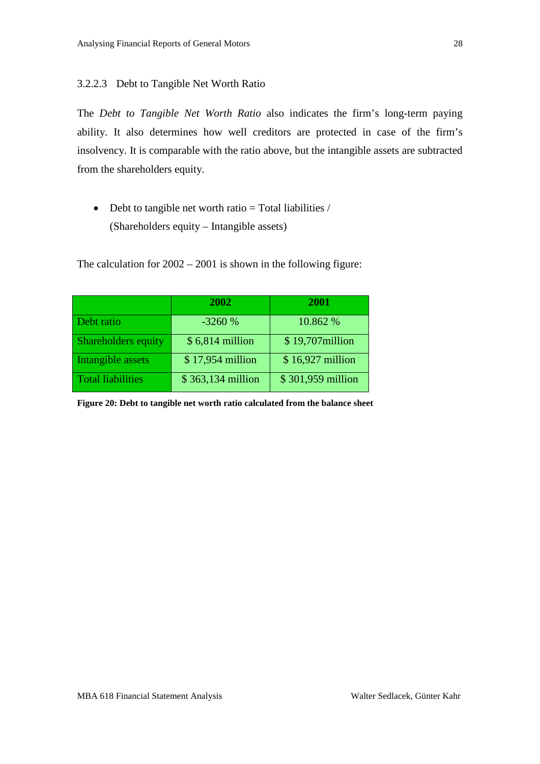#### 3.2.2.3 Debt to Tangible Net Worth Ratio

The *Debt to Tangible Net Worth Ratio* also indicates the firm's long-term paying ability. It also determines how well creditors are protected in case of the firm's insolvency. It is comparable with the ratio above, but the intangible assets are subtracted from the shareholders equity.

- Debt to tangible net worth ratio = Total liabilities / (Shareholders equity – Intangible assets)

The calculation for 2002 – 2001 is shown in the following figure:

| | **2002** | **2001** |
|---|---|---|
| Debt ratio | -3260 % | 10.862 % |
| Shareholders equity | $ 6,814 million | $ 19,707million |
| Intangible assets | $ 17,954 million | $ 16,927 million |
| Total liabilities | $ 363,134 million | $ 301,959 million |

**Figure 20: Debt to tangible net worth ratio calculated from the balance sheet**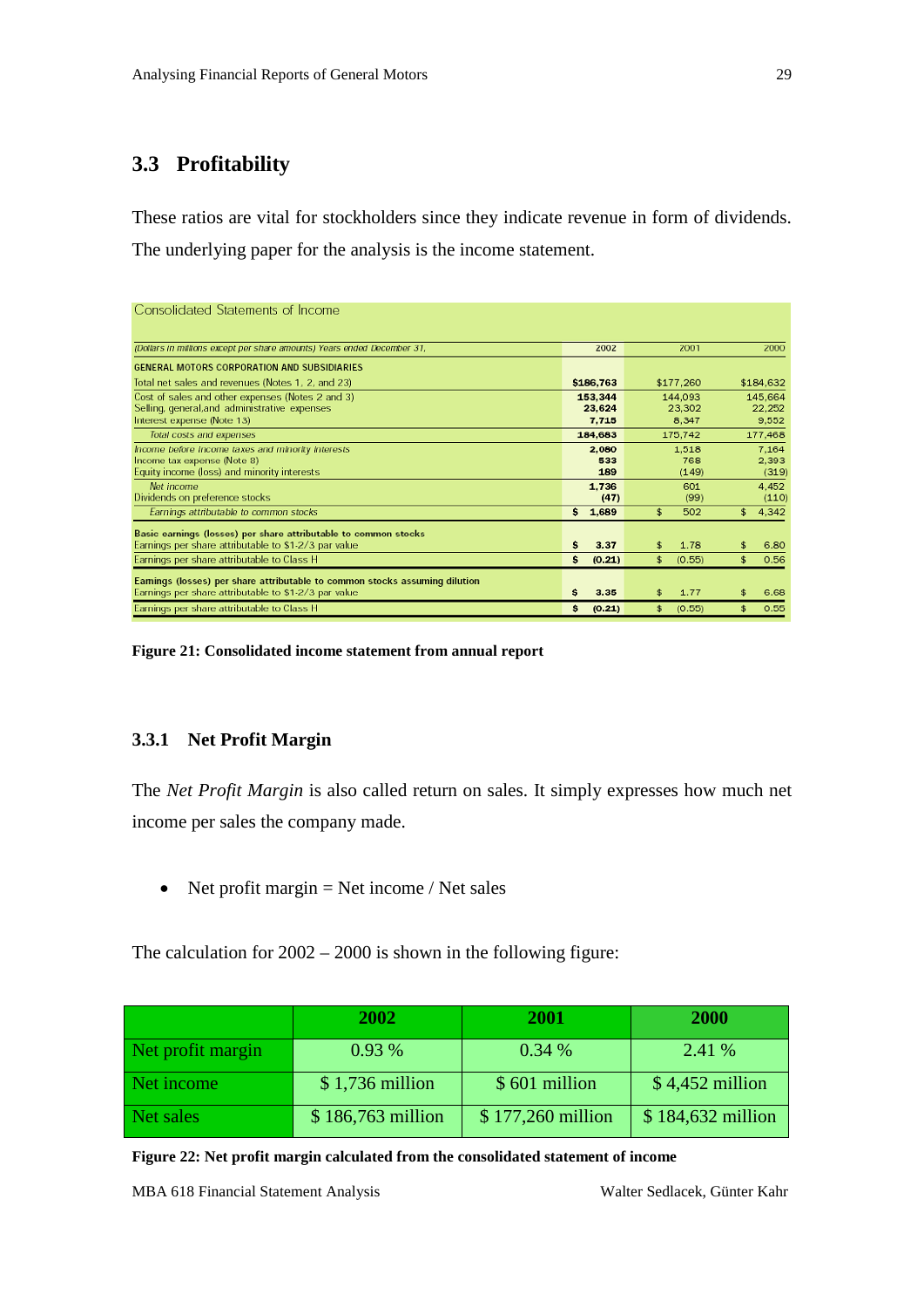## 3.3 Profitability

These ratios are vital for stockholders since they indicate revenue in form of dividends. The underlying paper for the analysis is the income statement.

| Consolidated Statements of Income | | | |
|---|---|---|---|
| (Dollars in millions except per share amounts) Years ended December 31, | 2002 | 2001 | 2000 |
| **GENERAL MOTORS CORPORATION AND SUBSIDIARIES** | | | |
| Total net sales and revenues (Notes 1, 2, and 23) | $186,763 | $177,260 | $184,632 |
| Cost of sales and other expenses (Notes 2 and 3) | 153,344 | 144,093 | 145,664 |
| Selling, general,and administrative expenses | 23,624 | 23,302 | 22,252 |
| Interest expense (Note 13) | 7,715 | 8,347 | 9,552 |
| *Total costs and expenses* | 184,683 | 175,742 | 177,468 |
| *Income before income taxes and minority interests* | 2,080 | 1,518 | 7,164 |
| Income tax expense (Note 8) | 533 | 768 | 2,393 |
| Equity income (loss) and minority interests | 189 | (149) | (319) |
| *Net income* | 1,736 | 601 | 4,452 |
| Dividends on preference stocks | (47) | (99) | (110) |
| *Earnings attributable to common stocks* | $ 1,689 | $ 502 | $ 4,342 |
| **Basic earnings (losses) per share attributable to common stocks** | | | |
| Earnings per share attributable to $1-2/3 par value | $ 3.37 | $ 1.78 | $ 6.80 |
| Earnings per share attributable to Class H | $ (0.21) | $ (0.55) | $ 0.56 |
| **Earnings (losses) per share attributable to common stocks assuming dilution** | | | |
| Earnings per share attributable to $1-2/3 par value | $ 3.35 | $ 1.77 | $ 6.68 |
| Earnings per share attributable to Class H | $ (0.21) | $ (0.55) | $ 0.55 |

**Figure 21: Consolidated income statement from annual report**

### 3.3.1 Net Profit Margin

The *Net Profit Margin* is also called return on sales. It simply expresses how much net income per sales the company made.

- Net profit margin = Net income / Net sales

The calculation for 2002 – 2000 is shown in the following figure:

| | 2002 | 2001 | 2000 |
|---|---|---|---|
| Net profit margin | 0.93 % | 0.34 % | 2.41 % |
| Net income | $ 1,736 million | $ 601 million | $ 4,452 million |
| Net sales | $ 186,763 million | $ 177,260 million | $ 184,632 million |

**Figure 22: Net profit margin calculated from the consolidated statement of income**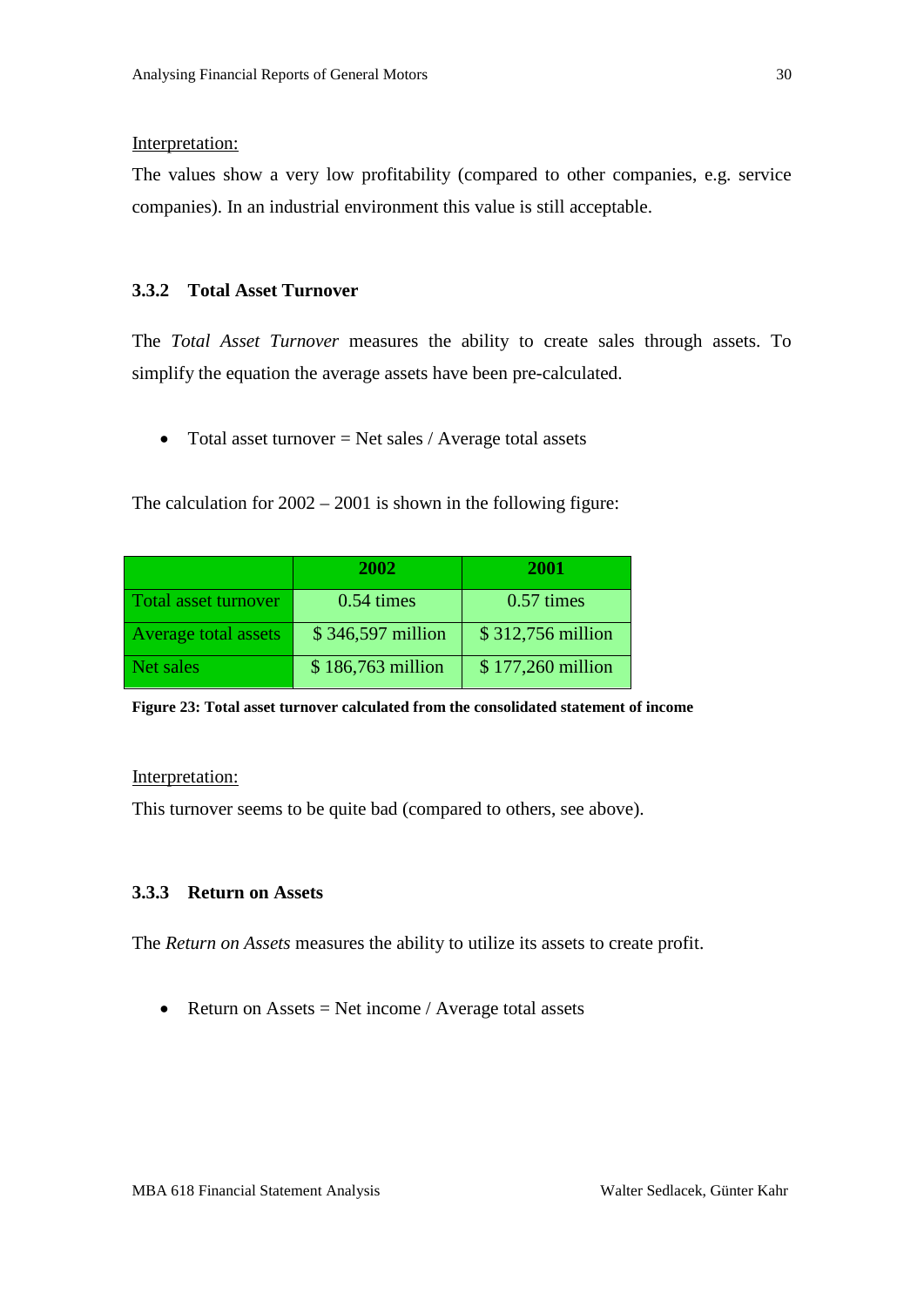Interpretation:

The values show a very low profitability (compared to other companies, e.g. service companies). In an industrial environment this value is still acceptable.

### 3.3.2 Total Asset Turnover

The *Total Asset Turnover* measures the ability to create sales through assets. To simplify the equation the average assets have been pre-calculated.

- Total asset turnover = Net sales / Average total assets

The calculation for 2002 – 2001 is shown in the following figure:

| | 2002 | 2001 |
|---|---|---|
| Total asset turnover | 0.54 times | 0.57 times |
| Average total assets | $ 346,597 million | $ 312,756 million |
| Net sales | $ 186,763 million | $ 177,260 million |

**Figure 23: Total asset turnover calculated from the consolidated statement of income**

Interpretation:

This turnover seems to be quite bad (compared to others, see above).

### 3.3.3 Return on Assets

The *Return on Assets* measures the ability to utilize its assets to create profit.

- Return on Assets = Net income / Average total assets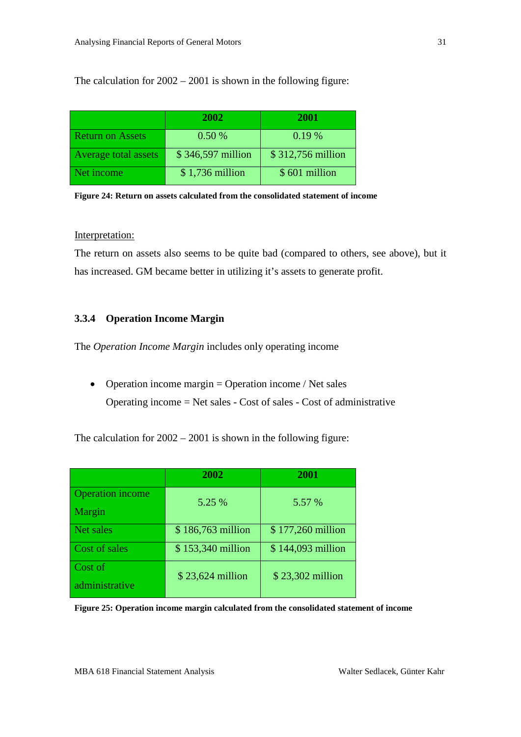The calculation for 2002 – 2001 is shown in the following figure:

| | 2002 | 2001 |
|---|---|---|
| Return on Assets | 0.50 % | 0.19 % |
| Average total assets | $ 346,597 million | $ 312,756 million |
| Net income | $ 1,736 million | $ 601 million |

**Figure 24: Return on assets calculated from the consolidated statement of income**

Interpretation:

The return on assets also seems to be quite bad (compared to others, see above), but it has increased. GM became better in utilizing it's assets to generate profit.

### 3.3.4 Operation Income Margin

The *Operation Income Margin* includes only operating income

- Operation income margin = Operation income / Net sales

  Operating income = Net sales - Cost of sales - Cost of administrative

The calculation for 2002 – 2001 is shown in the following figure:

| | 2002 | 2001 |
|---|---|---|
| Operation income Margin | 5.25 % | 5.57 % |
| Net sales | $ 186,763 million | $ 177,260 million |
| Cost of sales | $ 153,340 million | $ 144,093 million |
| Cost of administrative | $ 23,624 million | $ 23,302 million |

**Figure 25: Operation income margin calculated from the consolidated statement of income**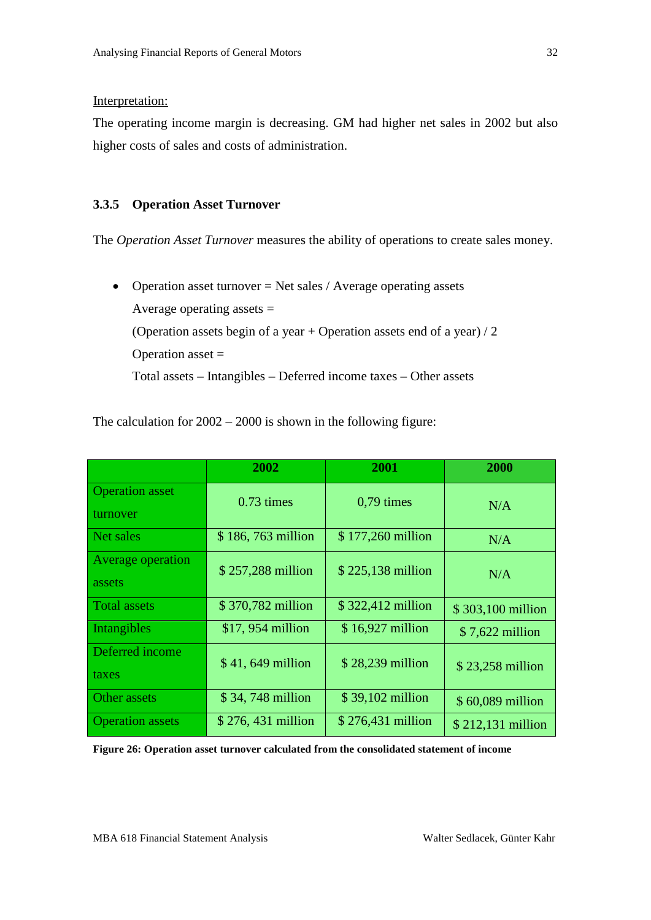Interpretation:

The operating income margin is decreasing. GM had higher net sales in 2002 but also higher costs of sales and costs of administration.

### 3.3.5 Operation Asset Turnover

The *Operation Asset Turnover* measures the ability of operations to create sales money.

- Operation asset turnover = Net sales / Average operating assets

  Average operating assets =

  (Operation assets begin of a year + Operation assets end of a year) / 2

  Operation asset =

  Total assets – Intangibles – Deferred income taxes – Other assets

The calculation for 2002 – 2000 is shown in the following figure:

| | 2002 | 2001 | 2000 |
|---|---|---|---|
| Operation asset turnover | 0.73 times | 0,79 times | N/A |
| Net sales | $ 186, 763 million | $ 177,260 million | N/A |
| Average operation assets | $ 257,288 million | $ 225,138 million | N/A |
| Total assets | $ 370,782 million | $ 322,412 million | $ 303,100 million |
| Intangibles | $17, 954 million | $ 16,927 million | $ 7,622 million |
| Deferred income taxes | $ 41, 649 million | $ 28,239 million | $ 23,258 million |
| Other assets | $ 34, 748 million | $ 39,102 million | $ 60,089 million |
| Operation assets | $ 276, 431 million | $ 276,431 million | $ 212,131 million |

**Figure 26: Operation asset turnover calculated from the consolidated statement of income**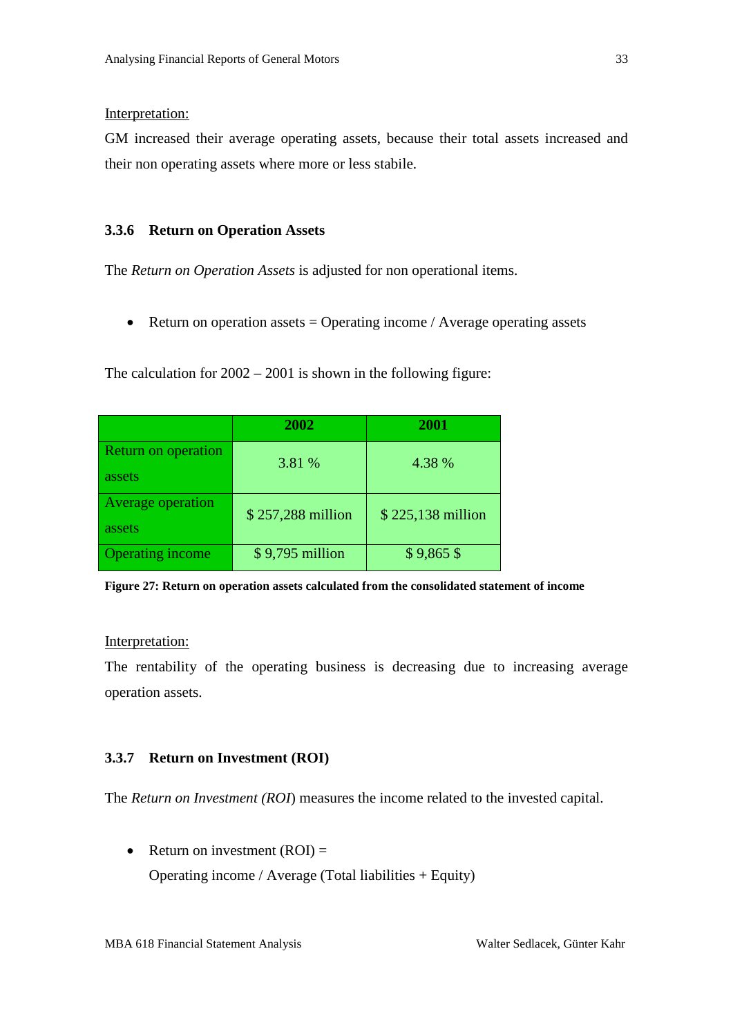Interpretation:

GM increased their average operating assets, because their total assets increased and their non operating assets where more or less stabile.

### 3.3.6 Return on Operation Assets

The *Return on Operation Assets* is adjusted for non operational items.

- Return on operation assets = Operating income / Average operating assets

The calculation for 2002 – 2001 is shown in the following figure:

| | **2002** | **2001** |
|---|---|---|
| Return on operation assets | 3.81 % | 4.38 % |
| Average operation assets | $ 257,288 million | $ 225,138 million |
| Operating income | $ 9,795 million | $ 9,865 $ |

**Figure 27: Return on operation assets calculated from the consolidated statement of income**

Interpretation:

The rentability of the operating business is decreasing due to increasing average operation assets.

### 3.3.7 Return on Investment (ROI)

The *Return on Investment (ROI)* measures the income related to the invested capital.

- Return on investment (ROI) =
  Operating income / Average (Total liabilities + Equity)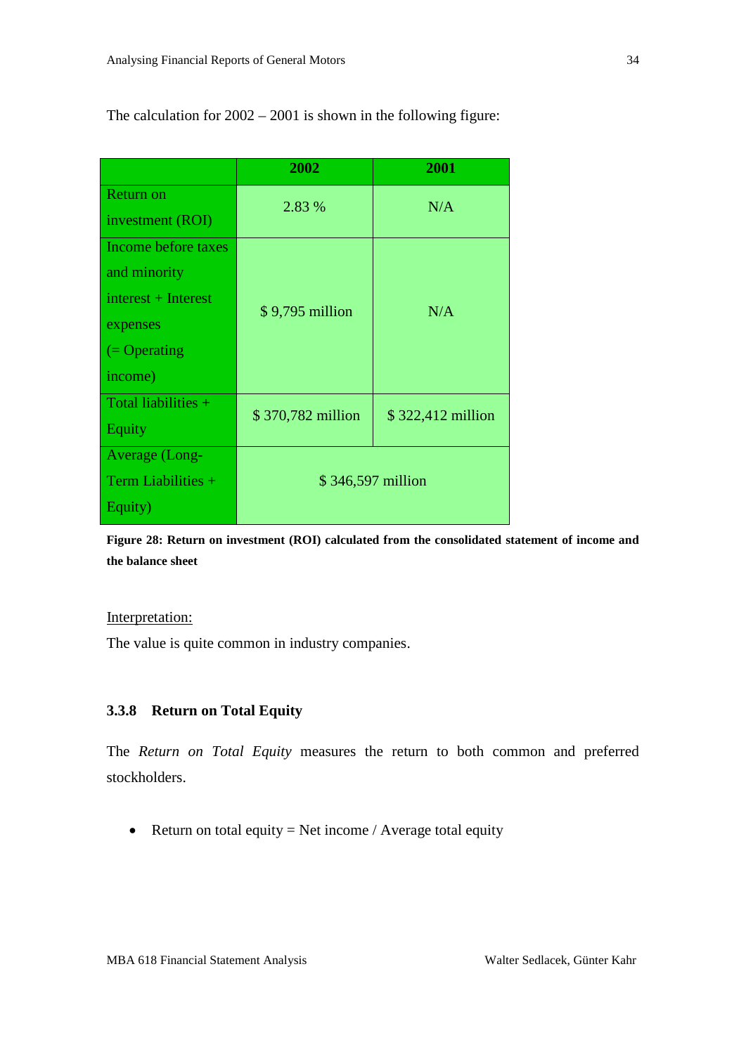The calculation for 2002 – 2001 is shown in the following figure:

| | 2002 | 2001 |
|---|---|---|
| Return on investment (ROI) | 2.83 % | N/A |
| Income before taxes and minority interest + Interest expenses (= Operating income) | $ 9,795 million | N/A |
| Total liabilities + Equity | $ 370,782 million | $ 322,412 million |
| Average (Long-Term Liabilities + Equity) | $ 346,597 million | |

**Figure 28: Return on investment (ROI) calculated from the consolidated statement of income and the balance sheet**

Interpretation:

The value is quite common in industry companies.

### 3.3.8 Return on Total Equity

The *Return on Total Equity* measures the return to both common and preferred stockholders.

- Return on total equity = Net income / Average total equity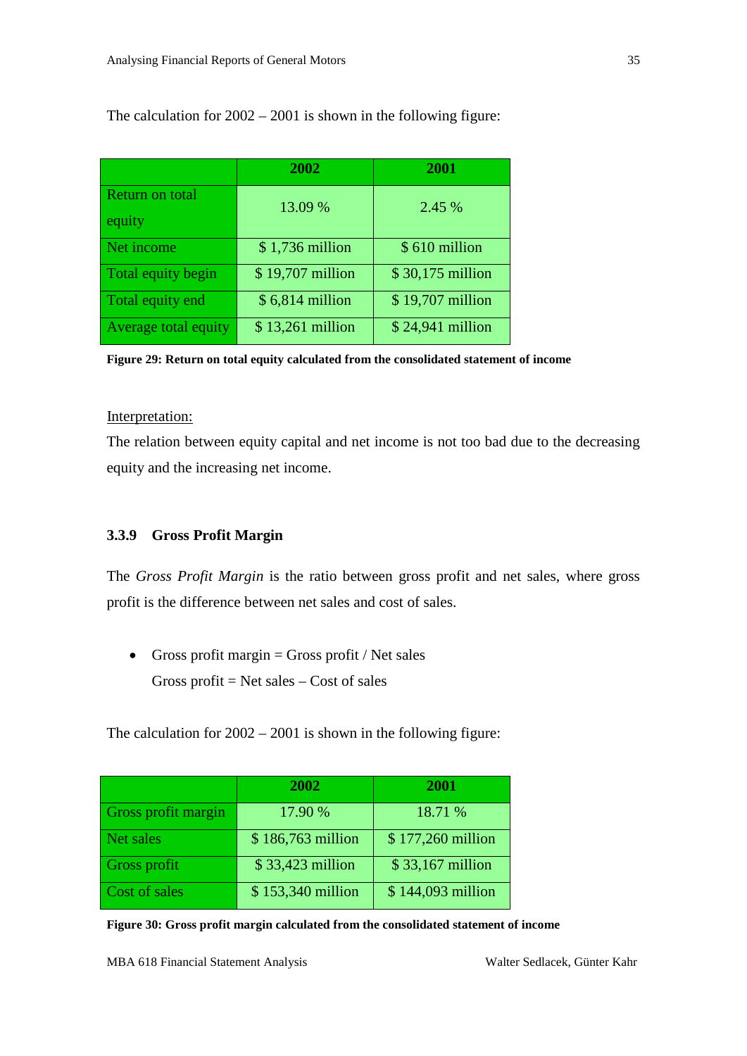The calculation for 2002 – 2001 is shown in the following figure:

| | 2002 | 2001 |
|---|---|---|
| Return on total equity | 13.09 % | 2.45 % |
| Net income | $ 1,736 million | $ 610 million |
| Total equity begin | $ 19,707 million | $ 30,175 million |
| Total equity end | $ 6,814 million | $ 19,707 million |
| Average total equity | $ 13,261 million | $ 24,941 million |

**Figure 29: Return on total equity calculated from the consolidated statement of income**

Interpretation:

The relation between equity capital and net income is not too bad due to the decreasing equity and the increasing net income.

### 3.3.9 Gross Profit Margin

The *Gross Profit Margin* is the ratio between gross profit and net sales, where gross profit is the difference between net sales and cost of sales.

- Gross profit margin = Gross profit / Net sales
  Gross profit = Net sales – Cost of sales

The calculation for 2002 – 2001 is shown in the following figure:

| | 2002 | 2001 |
|---|---|---|
| Gross profit margin | 17.90 % | 18.71 % |
| Net sales | $ 186,763 million | $ 177,260 million |
| Gross profit | $ 33,423 million | $ 33,167 million |
| Cost of sales | $ 153,340 million | $ 144,093 million |

**Figure 30: Gross profit margin calculated from the consolidated statement of income**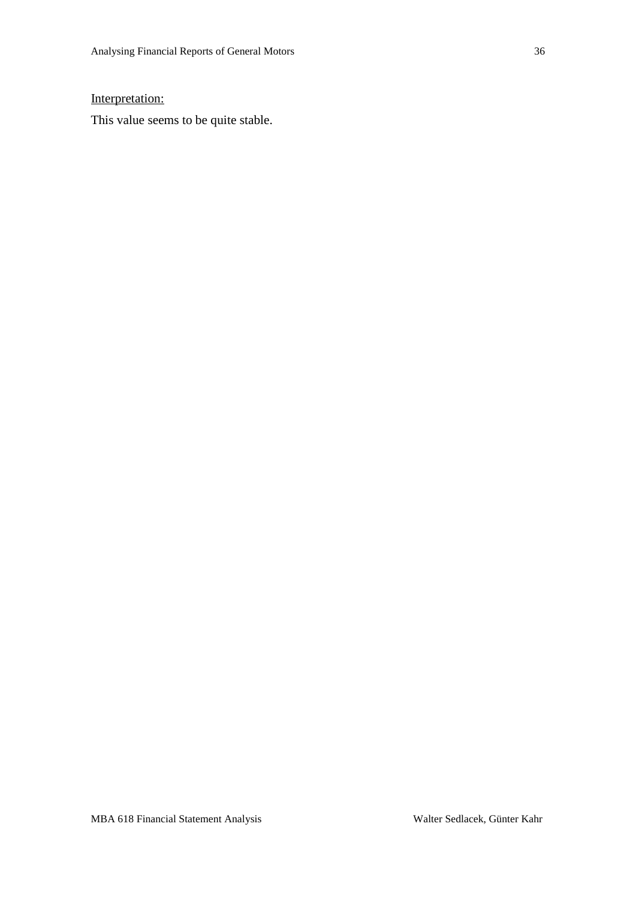<u>Interpretation:</u>

This value seems to be quite stable.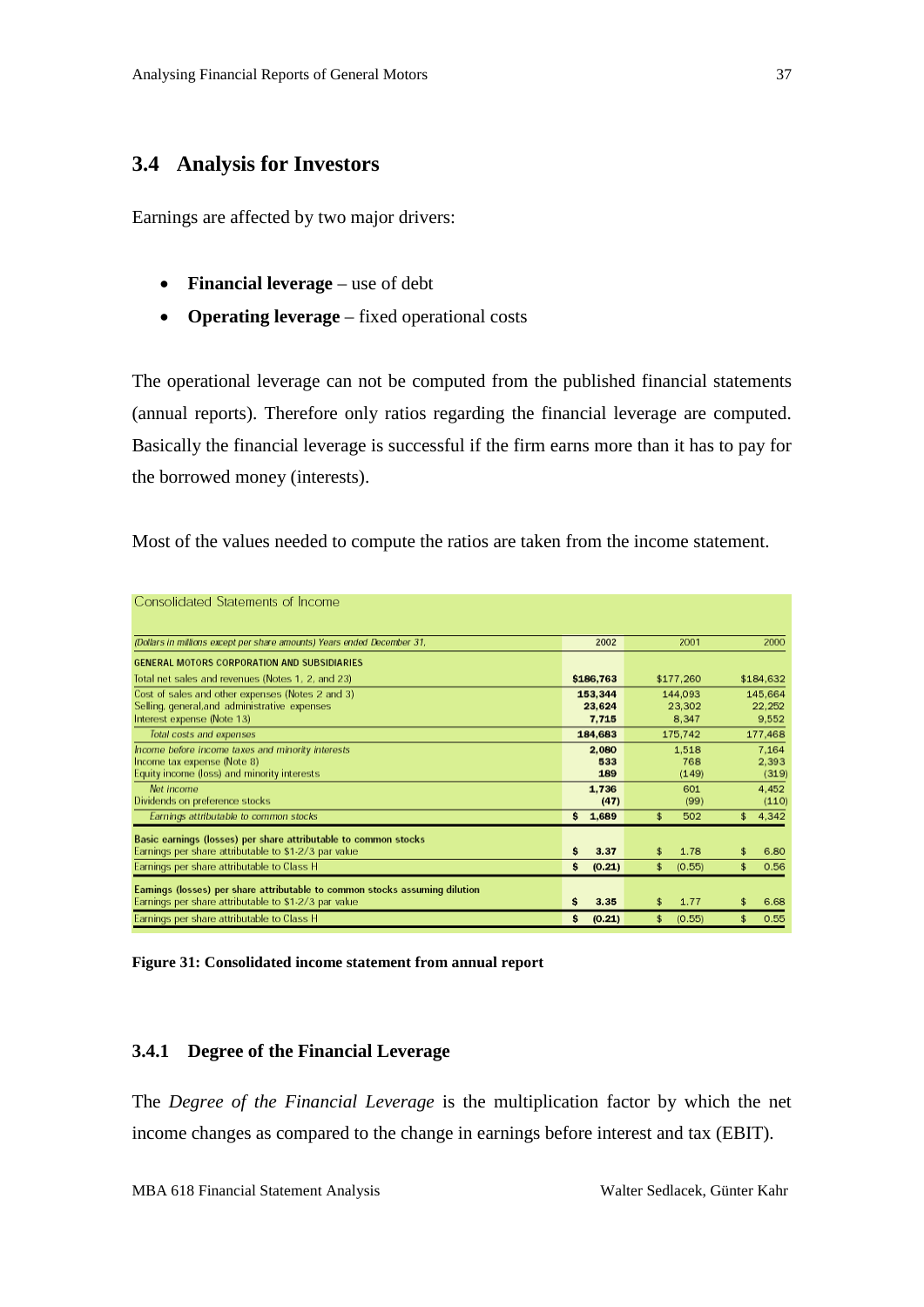## 3.4 Analysis for Investors

Earnings are affected by two major drivers:

- **Financial leverage** – use of debt
- **Operating leverage** – fixed operational costs

The operational leverage can not be computed from the published financial statements (annual reports). Therefore only ratios regarding the financial leverage are computed. Basically the financial leverage is successful if the firm earns more than it has to pay for the borrowed money (interests).

Most of the values needed to compute the ratios are taken from the income statement.

Consolidated Statements of Income

| *(Dollars in millions except per share amounts) Years ended December 31,* | 2002 | 2001 | 2000 |
|---|---|---|---|
| **GENERAL MOTORS CORPORATION AND SUBSIDIARIES** | | | |
| Total net sales and revenues (Notes 1, 2, and 23) | **$186,763** | $177,260 | $184,632 |
| Cost of sales and other expenses (Notes 2 and 3) | **153,344** | 144,093 | 145,664 |
| Selling, general,and administrative expenses | **23,624** | 23,302 | 22,252 |
| Interest expense (Note 13) | **7,715** | 8,347 | 9,552 |
| *Total costs and expenses* | **184,683** | 175,742 | 177,468 |
| *Income before income taxes and minority interests* | **2,080** | 1,518 | 7,164 |
| Income tax expense (Note 8) | **533** | 768 | 2,393 |
| Equity income (loss) and minority interests | **189** | (149) | (319) |
| *Net income* | **1,736** | 601 | 4,452 |
| Dividends on preference stocks | **(47)** | (99) | (110) |
| *Earnings attributable to common stocks* | **$ 1,689** | $ 502 | $ 4,342 |
| **Basic earnings (losses) per share attributable to common stocks** | | | |
| Earnings per share attributable to $1-2/3 par value | **$ 3.37** | $ 1.78 | $ 6.80 |
| Earnings per share attributable to Class H | **$ (0.21)** | $ (0.55) | $ 0.56 |
| **Earnings (losses) per share attributable to common stocks assuming dilution** | | | |
| Earnings per share attributable to $1-2/3 par value | **$ 3.35** | $ 1.77 | $ 6.68 |
| Earnings per share attributable to Class H | **$ (0.21)** | $ (0.55) | $ 0.55 |

**Figure 31: Consolidated income statement from annual report**

### 3.4.1 Degree of the Financial Leverage

The *Degree of the Financial Leverage* is the multiplication factor by which the net income changes as compared to the change in earnings before interest and tax (EBIT).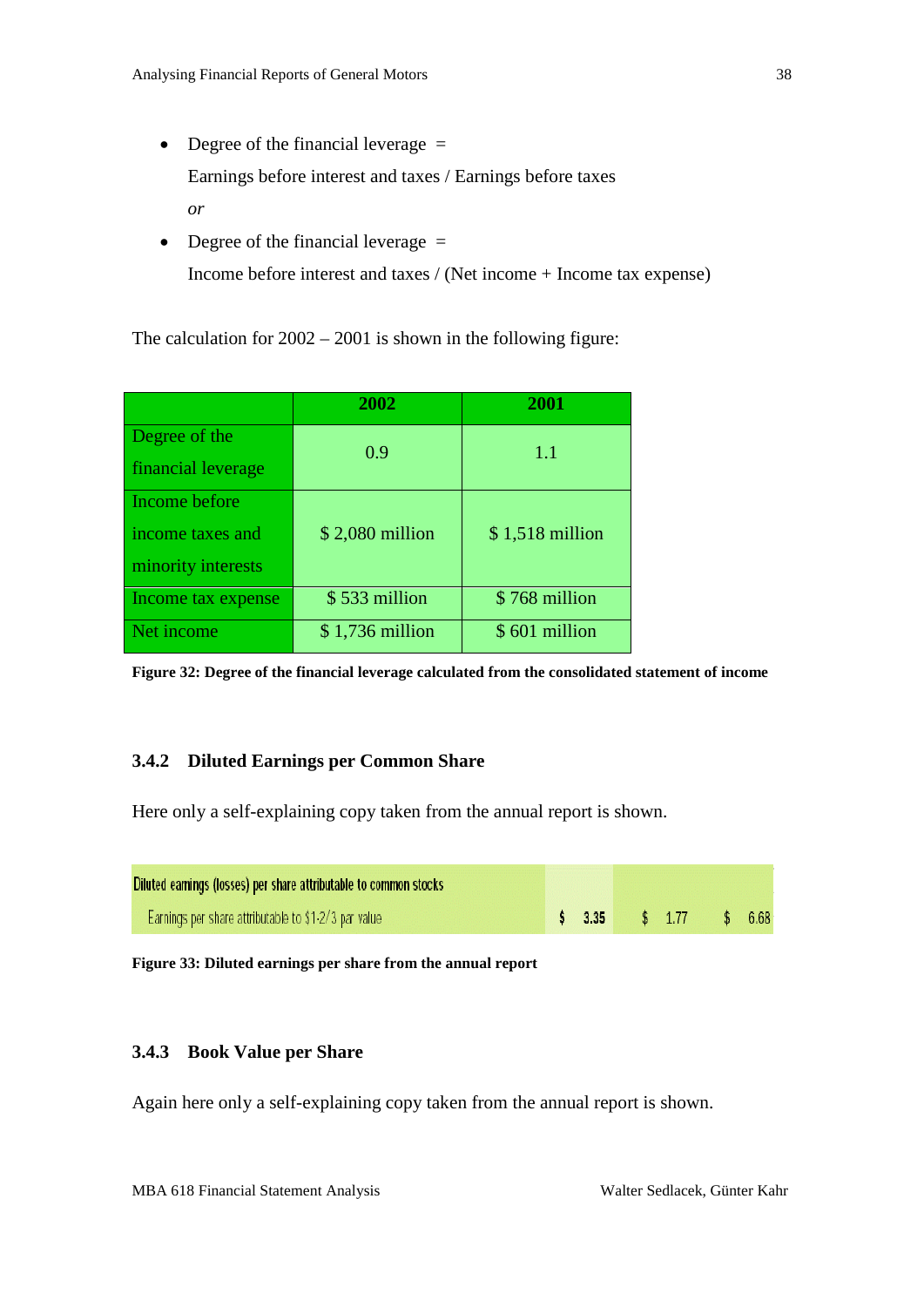- Degree of the financial leverage =

  Earnings before interest and taxes / Earnings before taxes

  *or*

- Degree of the financial leverage =

  Income before interest and taxes / (Net income + Income tax expense)

The calculation for 2002 – 2001 is shown in the following figure:

| | 2002 | 2001 |
|---|---|---|
| Degree of the financial leverage | 0.9 | 1.1 |
| Income before income taxes and minority interests | $ 2,080 million | $ 1,518 million |
| Income tax expense | $ 533 million | $ 768 million |
| Net income | $ 1,736 million | $ 601 million |

**Figure 32: Degree of the financial leverage calculated from the consolidated statement of income**

### 3.4.2 Diluted Earnings per Common Share

Here only a self-explaining copy taken from the annual report is shown.

| Diluted earnings (losses) per share attributable to common stocks | | | |
|---|---|---|---|
| Earnings per share attributable to $1-2/3 par value | $ 3.35 | $ 1.77 | $ 6.68 |

**Figure 33: Diluted earnings per share from the annual report**

### 3.4.3 Book Value per Share

Again here only a self-explaining copy taken from the annual report is shown.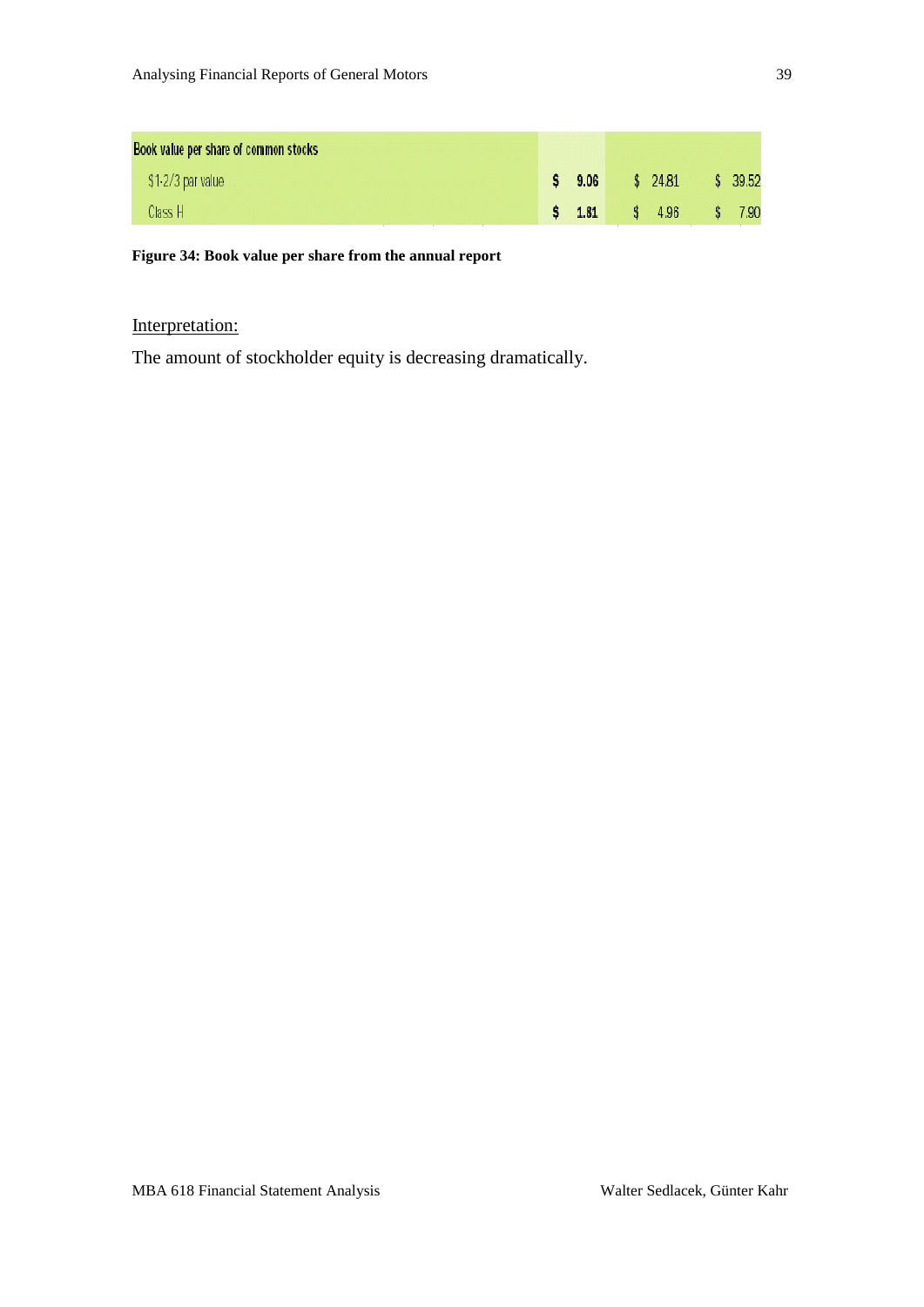| Book value per share of common stocks | | | |
|---|---|---|---|
| $1-2/3 par value | $ 9.06 | $ 24.81 | $ 39.52 |
| Class H | $ 1.81 | $ 4.96 | $ 7.90 |

**Figure 34: Book value per share from the annual report**

<u>Interpretation:</u>

The amount of stockholder equity is decreasing dramatically.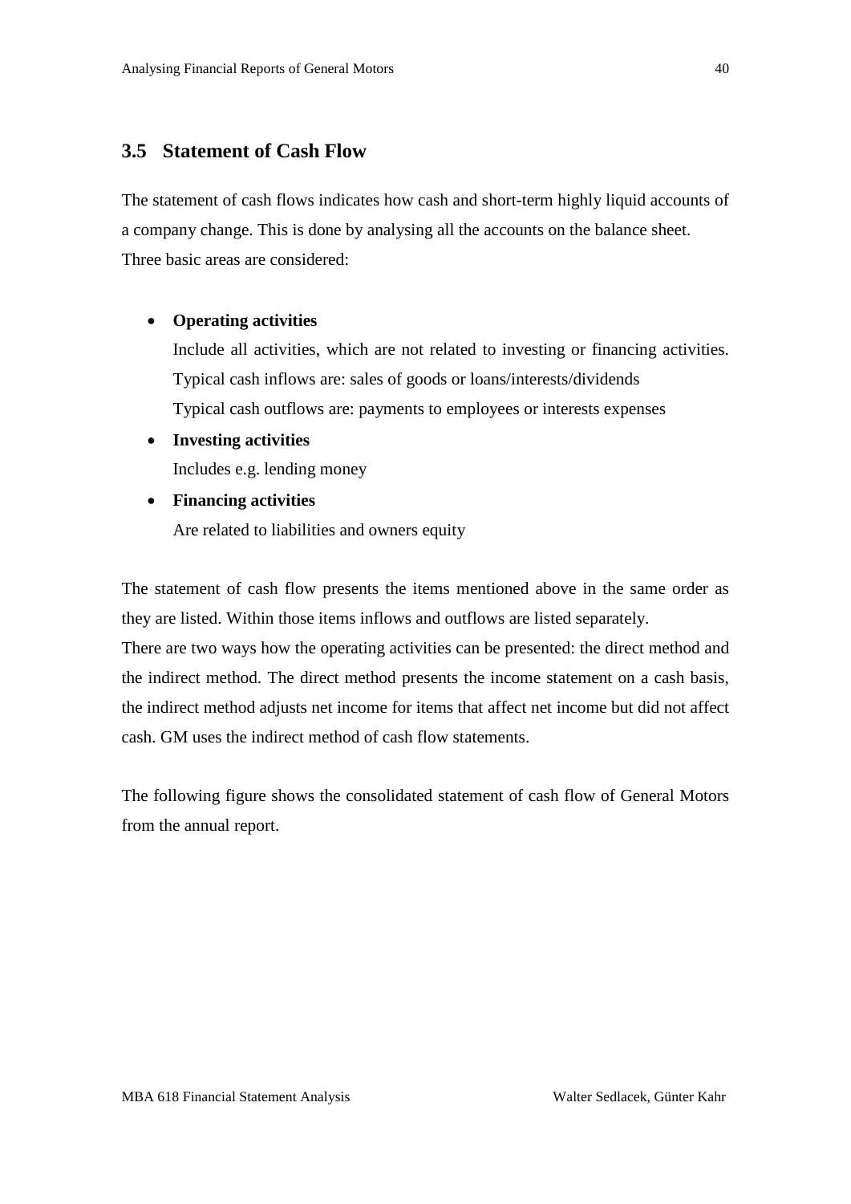## 3.5 Statement of Cash Flow

The statement of cash flows indicates how cash and short-term highly liquid accounts of a company change. This is done by analysing all the accounts on the balance sheet. Three basic areas are considered:

- **Operating activities**
  Include all activities, which are not related to investing or financing activities. Typical cash inflows are: sales of goods or loans/interests/dividends
  Typical cash outflows are: payments to employees or interests expenses
- **Investing activities**
  Includes e.g. lending money
- **Financing activities**
  Are related to liabilities and owners equity

The statement of cash flow presents the items mentioned above in the same order as they are listed. Within those items inflows and outflows are listed separately.
There are two ways how the operating activities can be presented: the direct method and the indirect method. The direct method presents the income statement on a cash basis, the indirect method adjusts net income for items that affect net income but did not affect cash. GM uses the indirect method of cash flow statements.

The following figure shows the consolidated statement of cash flow of General Motors from the annual report.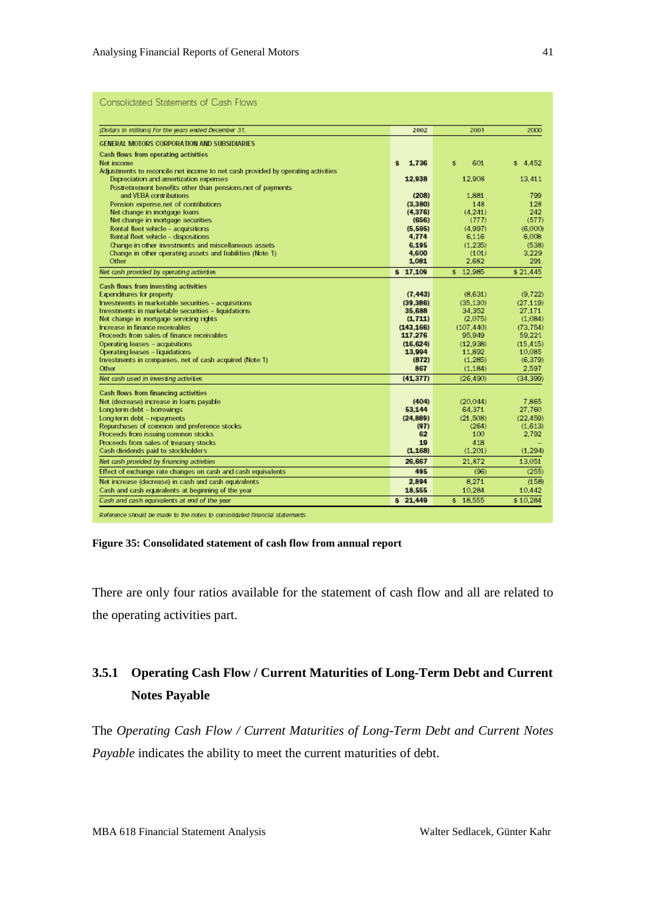Consolidated Statements of Cash Flows

| (Dollars in millions) For the years ended December 31, | 2002 | 2001 | 2000 |
|---|---|---|---|
| **GENERAL MOTORS CORPORATION AND SUBSIDIARIES** | | | |
| **Cash flows from operating activities** | | | |
| Net income | $ 1,736 | $ 601 | $ 4,452 |
| Adjustments to reconcile net income to net cash provided by operating activities | | | |
| Depreciation and amortization expenses | 12,938 | 12,908 | 13,411 |
| Postretirement benefits other than pensions,net of payments and VEBA contributions | (208) | 1,881 | 799 |
| Pension expense,net of contributions | (3,380) | 148 | 128 |
| Net change in mortgage loans | (4,376) | (4,241) | 242 |
| Net change in mortgage securities | (656) | (777) | (577) |
| Rental fleet vehicle – acquisitions | (5,595) | (4,997) | (6,000) |
| Rental fleet vehicle – dispositions | 4,774 | 6,116 | 6,008 |
| Change in other investments and miscellaneous assets | 6,195 | (1,235) | (538) |
| Change in other operating assets and liabilities (Note 1) | 4,600 | (101) | 3,229 |
| Other | 1,081 | 2,682 | 291 |
| *Net cash provided by operating activities* | $ 17,109 | $ 12,985 | $ 21,445 |
| **Cash flows from investing activities** | | | |
| Expenditures for property | (7,443) | (8,631) | (9,722) |
| Investments in marketable securities – acquisitions | (39,386) | (35,130) | (27,119) |
| Investments in marketable securities – liquidations | 35,688 | 34,352 | 27,171 |
| Net change in mortgage servicing rights | (1,711) | (2,075) | (1,084) |
| Increase in finance receivables | (143,166) | (107,440) | (73,754) |
| Proceeds from sales of finance receivables | 117,276 | 95,949 | 59,221 |
| Operating leases – acquisitions | (16,624) | (12,938) | (15,415) |
| Operating leases – liquidations | 13,994 | 11,892 | 10,085 |
| Investments in companies, net of cash acquired (Note 1) | (872) | (1,285) | (6,379) |
| Other | 867 | (1,184) | 2,597 |
| *Net cash used in investing activities* | (41,377) | (26,490) | (34,399) |
| **Cash flows from financing activities** | | | |
| Net (decrease) increase in loans payable | (404) | (20,044) | 7,865 |
| Long-term debt – borrowings | 53,144 | 64,371 | 27,760 |
| Long-term debt – repayments | (24,889) | (21,508) | (22,459) |
| Repurchases of common and preference stocks | (97) | (264) | (1,613) |
| Proceeds from issuing common stocks | 62 | 100 | 2,792 |
| Proceeds from sales of treasury stocks | 19 | 418 | – |
| Cash dividends paid to stockholders | (1,168) | (1,201) | (1,294) |
| *Net cash provided by financing activities* | 26,667 | 21,872 | 13,051 |
| Effect of exchange rate changes on cash and cash equivalents | 495 | (96) | (255) |
| Net increase (decrease) in cash and cash equivalents | 2,894 | 8,271 | (158) |
| Cash and cash equivalents at beginning of the year | 18,555 | 10,284 | 10,442 |
| *Cash and cash equivalents at end of the year* | $ 21,449 | $ 18,555 | $ 10,284 |

*Reference should be made to the notes to consolidated financial statements.*

**Figure 35: Consolidated statement of cash flow from annual report**

There are only four ratios available for the statement of cash flow and all are related to the operating activities part.

### 3.5.1 Operating Cash Flow / Current Maturities of Long-Term Debt and Current Notes Payable

The *Operating Cash Flow / Current Maturities of Long-Term Debt and Current Notes Payable* indicates the ability to meet the current maturities of debt.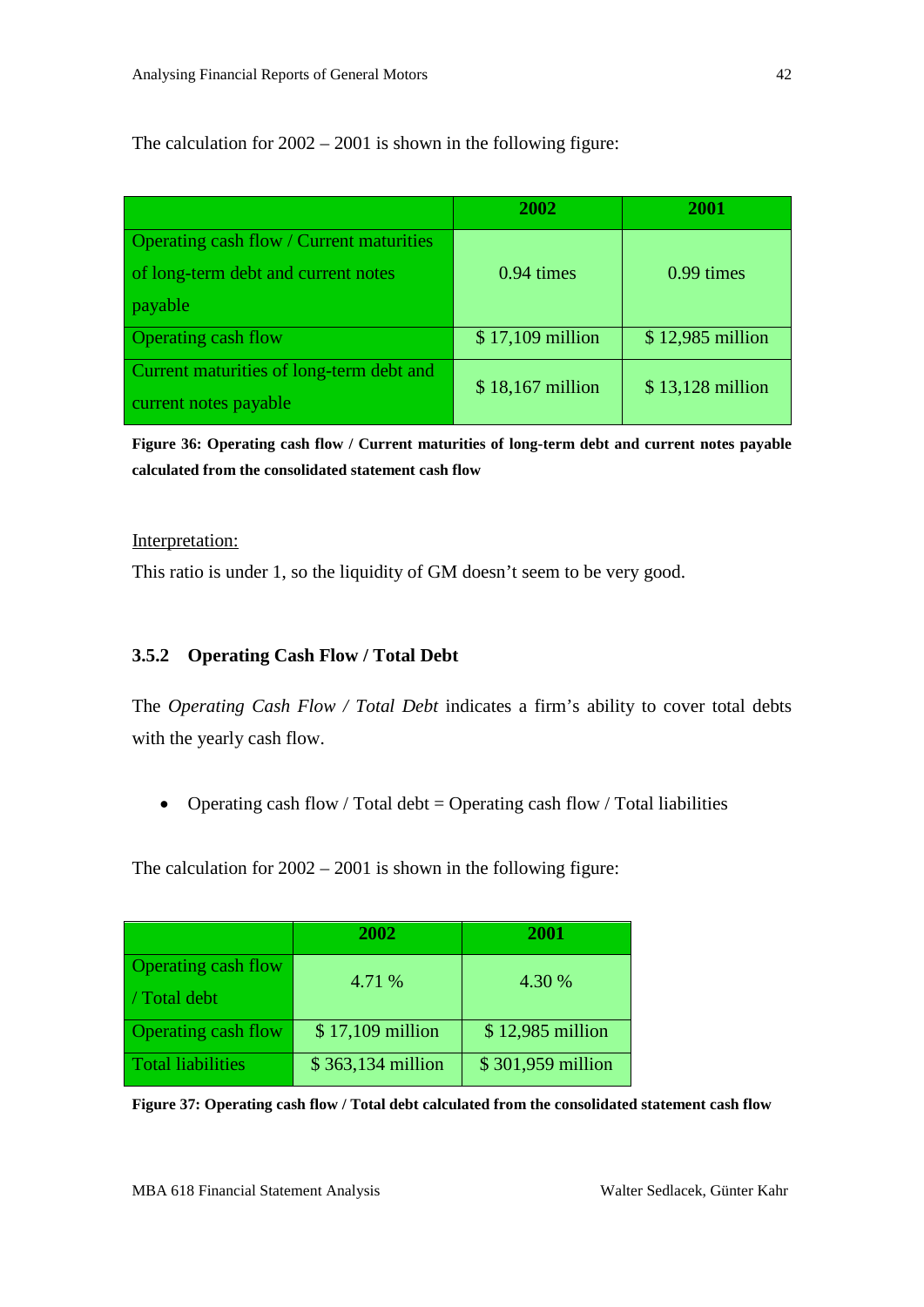The calculation for 2002 – 2001 is shown in the following figure:

| | 2002 | 2001 |
|---|---|---|
| Operating cash flow / Current maturities of long-term debt and current notes payable | 0.94 times | 0.99 times |
| Operating cash flow | $ 17,109 million | $ 12,985 million |
| Current maturities of long-term debt and current notes payable | $ 18,167 million | $ 13,128 million |

**Figure 36: Operating cash flow / Current maturities of long-term debt and current notes payable calculated from the consolidated statement cash flow**

Interpretation:

This ratio is under 1, so the liquidity of GM doesn't seem to be very good.

### 3.5.2 Operating Cash Flow / Total Debt

The *Operating Cash Flow / Total Debt* indicates a firm's ability to cover total debts with the yearly cash flow.

- Operating cash flow / Total debt = Operating cash flow / Total liabilities

The calculation for 2002 – 2001 is shown in the following figure:

| | 2002 | 2001 |
|---|---|---|
| Operating cash flow / Total debt | 4.71 % | 4.30 % |
| Operating cash flow | $ 17,109 million | $ 12,985 million |
| Total liabilities | $ 363,134 million | $ 301,959 million |

**Figure 37: Operating cash flow / Total debt calculated from the consolidated statement cash flow**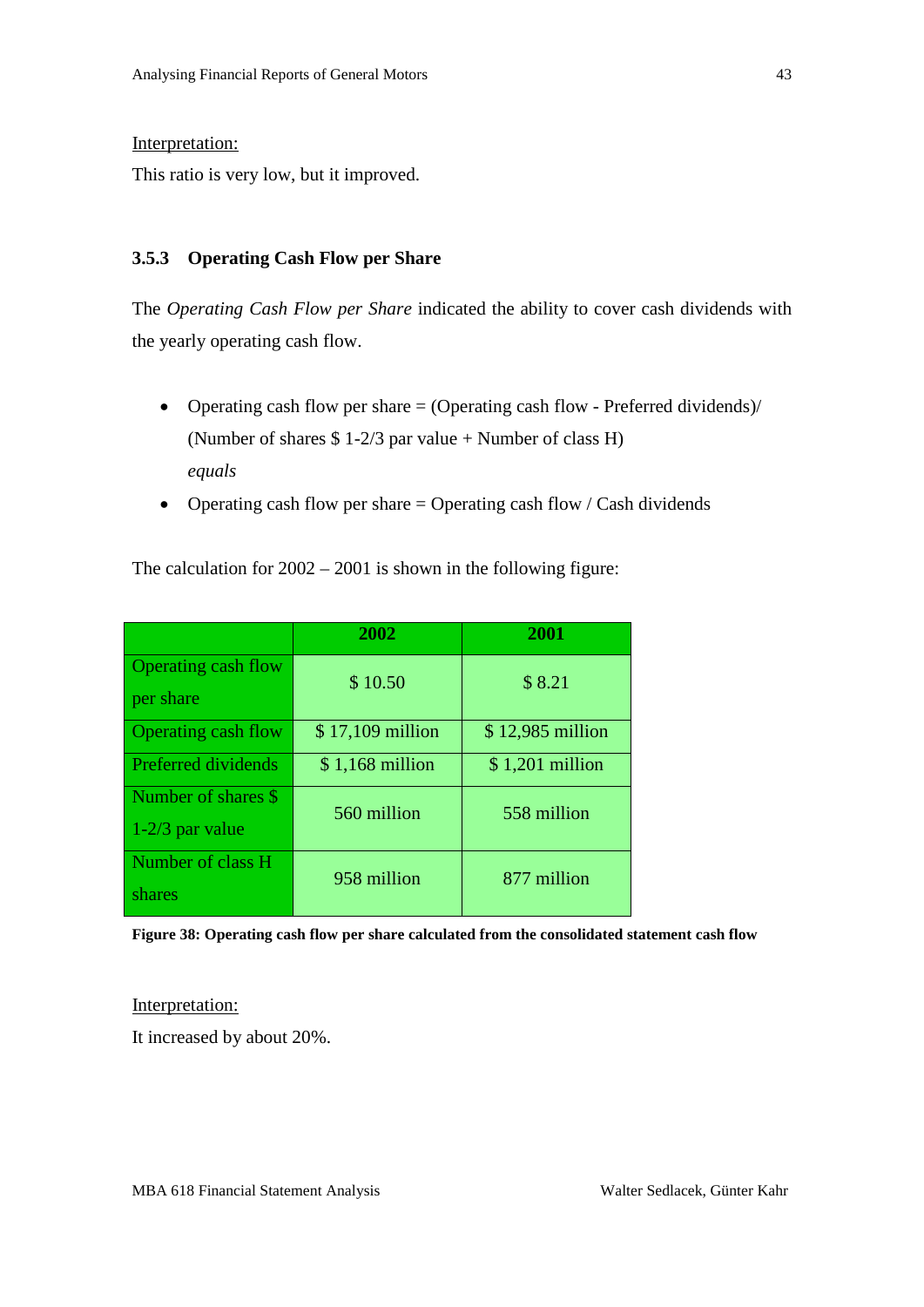Interpretation:

This ratio is very low, but it improved.

### 3.5.3 Operating Cash Flow per Share

The *Operating Cash Flow per Share* indicated the ability to cover cash dividends with the yearly operating cash flow.

- Operating cash flow per share = (Operating cash flow - Preferred dividends)/ (Number of shares $ 1-2/3 par value + Number of class H)
  *equals*
- Operating cash flow per share = Operating cash flow / Cash dividends

The calculation for 2002 – 2001 is shown in the following figure:

| | 2002 | 2001 |
|---|---|---|
| Operating cash flow per share | $ 10.50 | $ 8.21 |
| Operating cash flow | $ 17,109 million | $ 12,985 million |
| Preferred dividends | $ 1,168 million | $ 1,201 million |
| Number of shares $ 1-2/3 par value | 560 million | 558 million |
| Number of class H shares | 958 million | 877 million |

**Figure 38: Operating cash flow per share calculated from the consolidated statement cash flow**

Interpretation:

It increased by about 20%.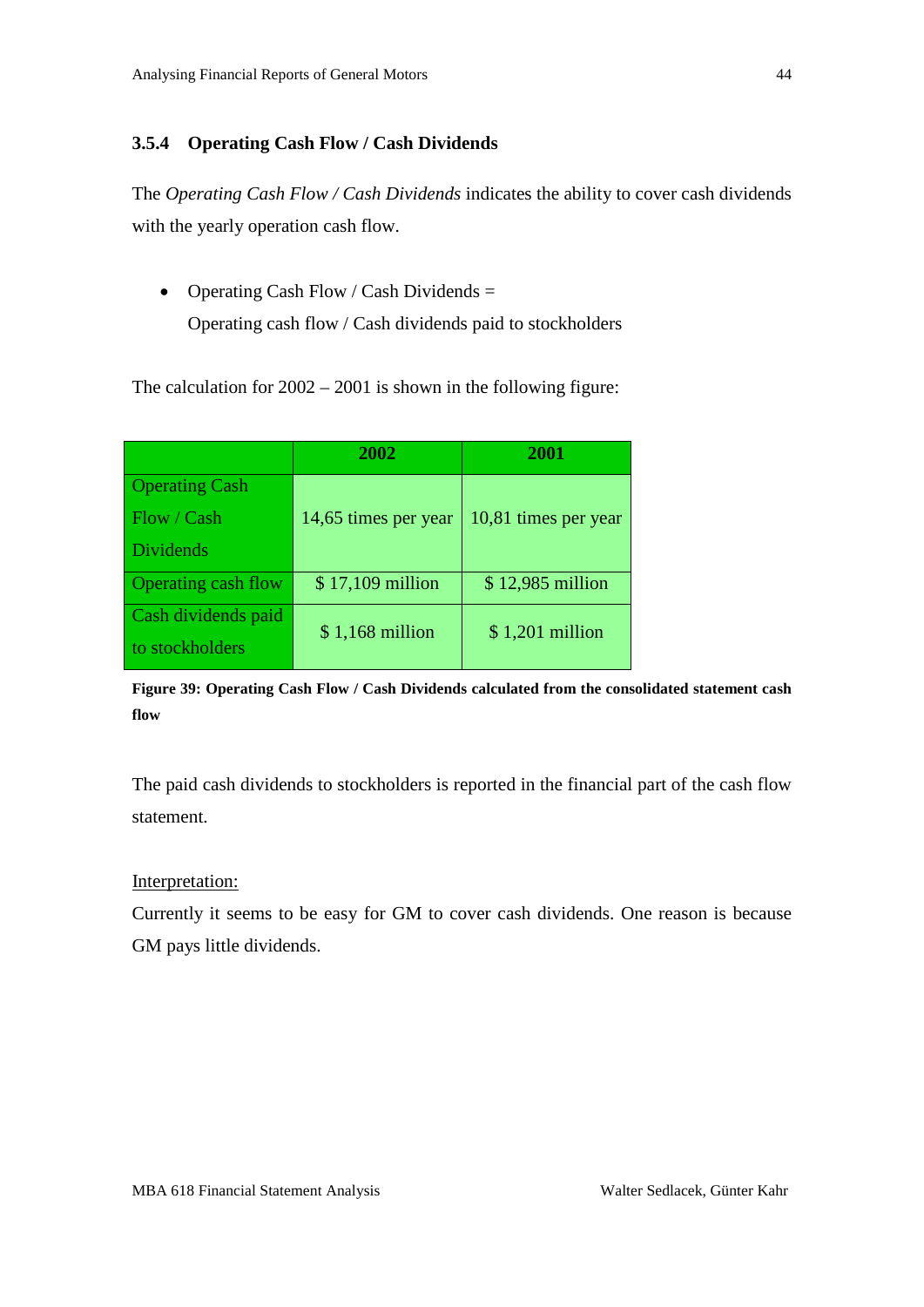### 3.5.4 Operating Cash Flow / Cash Dividends

The *Operating Cash Flow / Cash Dividends* indicates the ability to cover cash dividends with the yearly operation cash flow.

- Operating Cash Flow / Cash Dividends =
  Operating cash flow / Cash dividends paid to stockholders

The calculation for 2002 – 2001 is shown in the following figure:

| | **2002** | **2001** |
|---|---|---|
| Operating Cash Flow / Cash Dividends | 14,65 times per year | 10,81 times per year |
| Operating cash flow | $ 17,109 million | $ 12,985 million |
| Cash dividends paid to stockholders | $ 1,168 million | $ 1,201 million |

**Figure 39: Operating Cash Flow / Cash Dividends calculated from the consolidated statement cash flow**

The paid cash dividends to stockholders is reported in the financial part of the cash flow statement.

<u>Interpretation:</u>

Currently it seems to be easy for GM to cover cash dividends. One reason is because GM pays little dividends.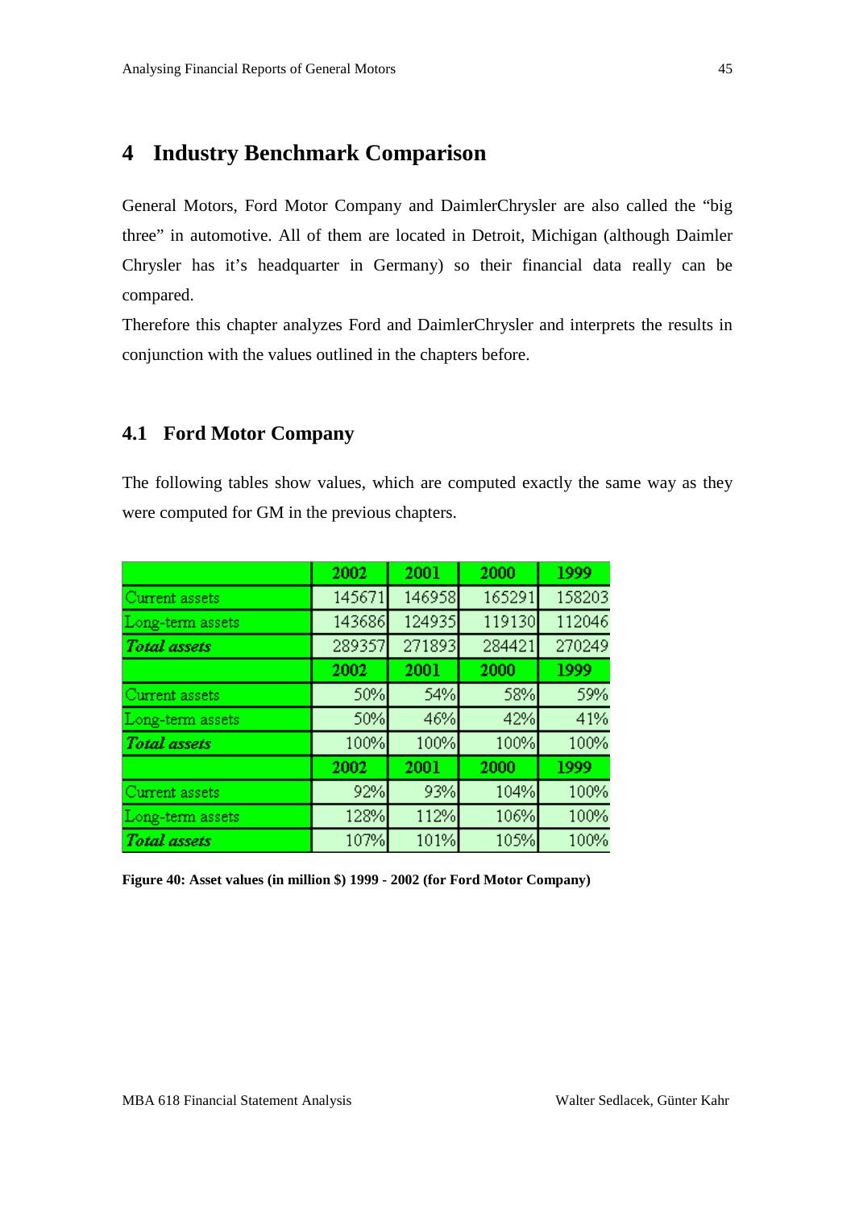# 4 Industry Benchmark Comparison

General Motors, Ford Motor Company and DaimlerChrysler are also called the "big three" in automotive. All of them are located in Detroit, Michigan (although Daimler Chrysler has it's headquarter in Germany) so their financial data really can be compared.

Therefore this chapter analyzes Ford and DaimlerChrysler and interprets the results in conjunction with the values outlined in the chapters before.

## 4.1 Ford Motor Company

The following tables show values, which are computed exactly the same way as they were computed for GM in the previous chapters.

| | 2002 | 2001 | 2000 | 1999 |
|---|---|---|---|---|
| Current assets | 145671 | 146958 | 165291 | 158203 |
| Long-term assets | 143686 | 124935 | 119130 | 112046 |
| ***Total assets*** | 289357 | 271893 | 284421 | 270249 |
| | **2002** | **2001** | **2000** | **1999** |
| Current assets | 50% | 54% | 58% | 59% |
| Long-term assets | 50% | 46% | 42% | 41% |
| ***Total assets*** | 100% | 100% | 100% | 100% |
| | **2002** | **2001** | **2000** | **1999** |
| Current assets | 92% | 93% | 104% | 100% |
| Long-term assets | 128% | 112% | 106% | 100% |
| ***Total assets*** | 107% | 101% | 105% | 100% |

**Figure 40: Asset values (in million $) 1999 - 2002 (for Ford Motor Company)**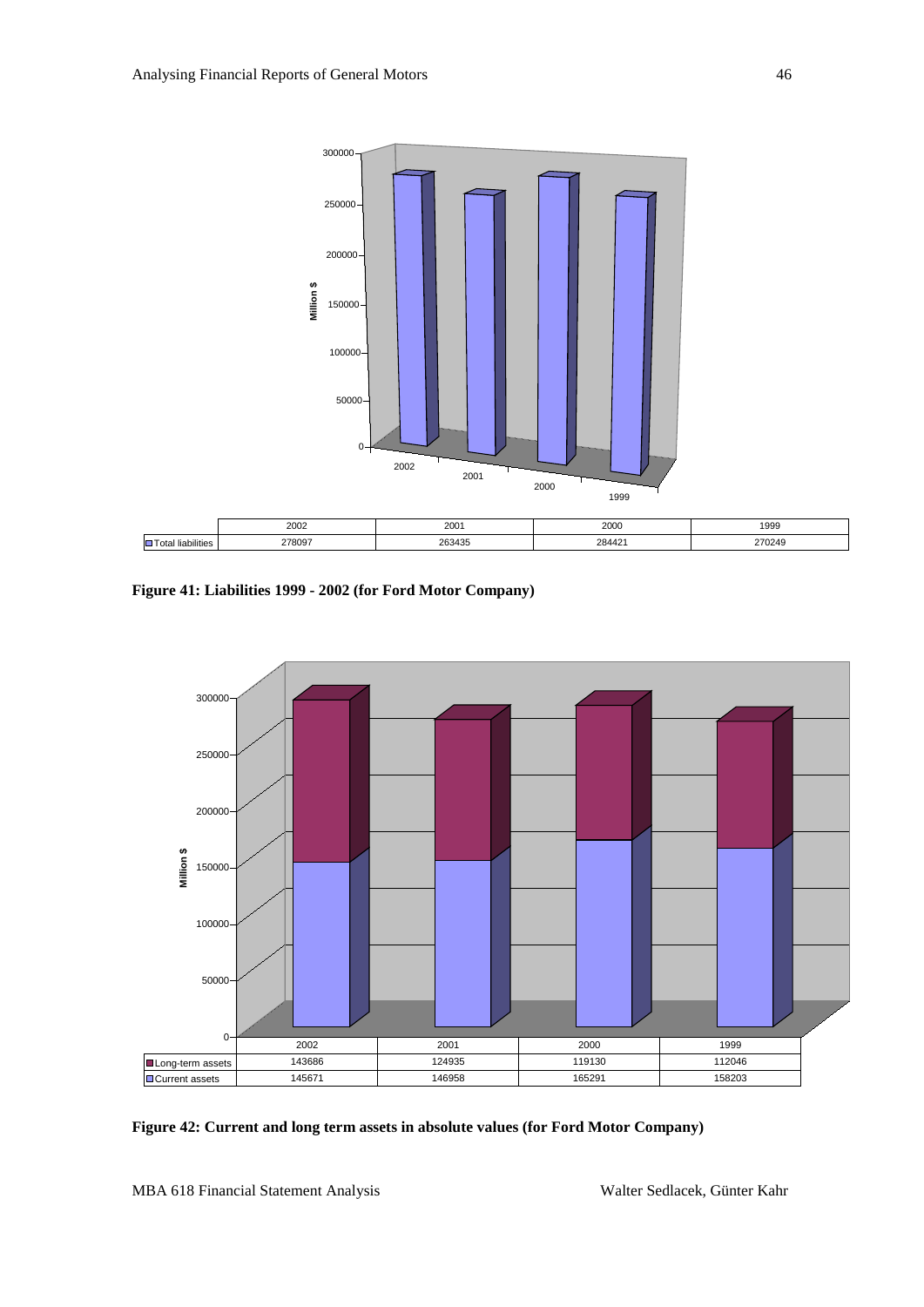| | 2002 | 2001 | 2000 | 1999 |
|---|---|---|---|---|
| Total liabilities | 278097 | 263435 | 284421 | 270249 |

**Figure 41: Liabilities 1999 - 2002 (for Ford Motor Company)**

| | 2002 | 2001 | 2000 | 1999 |
|---|---|---|---|---|
| Long-term assets | 143686 | 124935 | 119130 | 112046 |
| Current assets | 145671 | 146958 | 165291 | 158203 |

**Figure 42: Current and long term assets in absolute values (for Ford Motor Company)**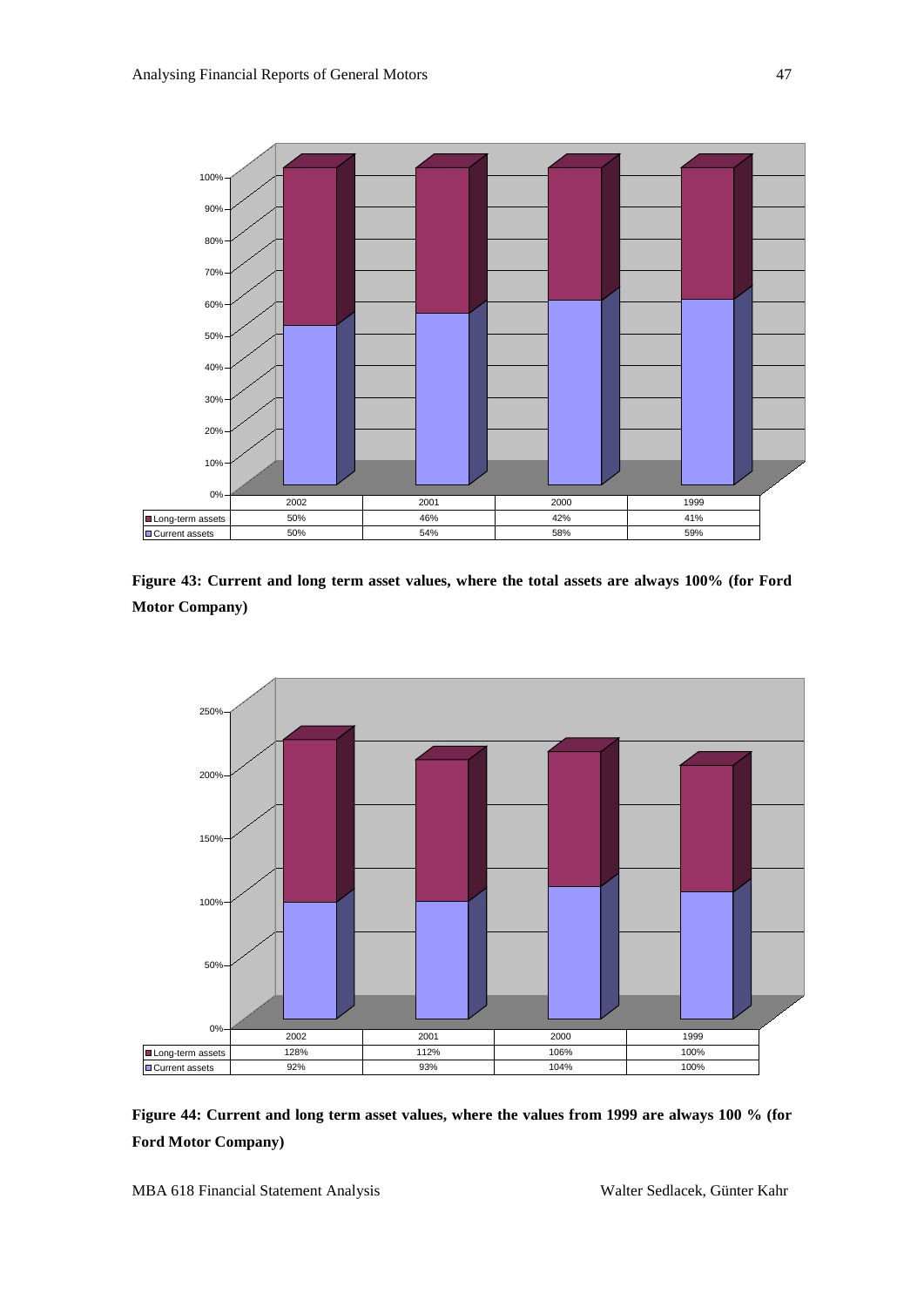| | 2002 | 2001 | 2000 | 1999 |
|---|---|---|---|---|
| Long-term assets | 50% | 46% | 42% | 41% |
| Current assets | 50% | 54% | 58% | 59% |

**Figure 43: Current and long term asset values, where the total assets are always 100% (for Ford Motor Company)**

| | 2002 | 2001 | 2000 | 1999 |
|---|---|---|---|---|
| Long-term assets | 128% | 112% | 106% | 100% |
| Current assets | 92% | 93% | 104% | 100% |

**Figure 44: Current and long term asset values, where the values from 1999 are always 100 % (for Ford Motor Company)**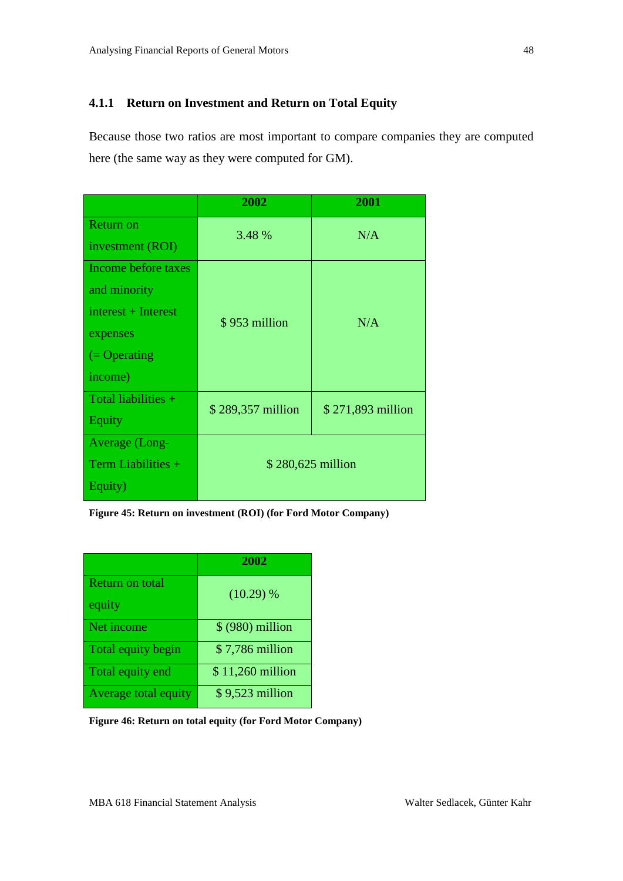### 4.1.1 Return on Investment and Return on Total Equity

Because those two ratios are most important to compare companies they are computed here (the same way as they were computed for GM).

| | 2002 | 2001 |
|---|---|---|
| Return on investment (ROI) | 3.48 % | N/A |
| Income before taxes and minority interest + Interest expenses (= Operating income) | $ 953 million | N/A |
| Total liabilities + Equity | $ 289,357 million | $ 271,893 million |
| Average (Long-Term Liabilities + Equity) | $ 280,625 million | |

**Figure 45: Return on investment (ROI) (for Ford Motor Company)**

| | 2002 |
|---|---|
| Return on total equity | (10.29) % |
| Net income | $ (980) million |
| Total equity begin | $ 7,786 million |
| Total equity end | $ 11,260 million |
| Average total equity | $ 9,523 million |

**Figure 46: Return on total equity (for Ford Motor Company)**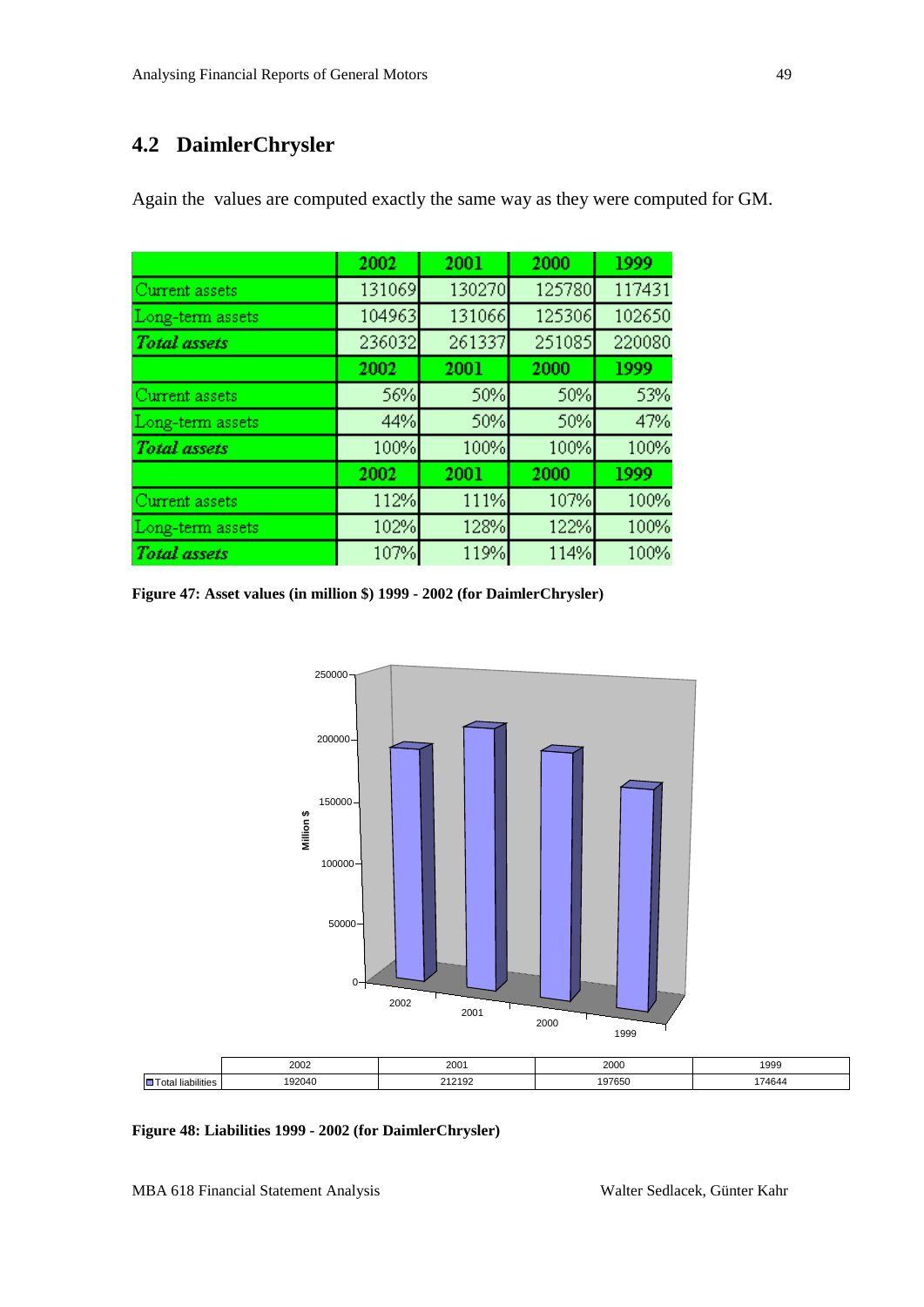## 4.2 DaimlerChrysler

Again the values are computed exactly the same way as they were computed for GM.

| | 2002 | 2001 | 2000 | 1999 |
|---|---|---|---|---|
| Current assets | 131069 | 130270 | 125780 | 117431 |
| Long-term assets | 104963 | 131066 | 125306 | 102650 |
| ***Total assets*** | 236032 | 261337 | 251085 | 220080 |
| | **2002** | **2001** | **2000** | **1999** |
| Current assets | 56% | 50% | 50% | 53% |
| Long-term assets | 44% | 50% | 50% | 47% |
| ***Total assets*** | 100% | 100% | 100% | 100% |
| | **2002** | **2001** | **2000** | **1999** |
| Current assets | 112% | 111% | 107% | 100% |
| Long-term assets | 102% | 128% | 122% | 100% |
| ***Total assets*** | 107% | 119% | 114% | 100% |

**Figure 47: Asset values (in million $) 1999 - 2002 (for DaimlerChrysler)**

| | 2002 | 2001 | 2000 | 1999 |
|---|---|---|---|---|
| Total liabilities | 192040 | 212192 | 197650 | 174644 |

**Figure 48: Liabilities 1999 - 2002 (for DaimlerChrysler)**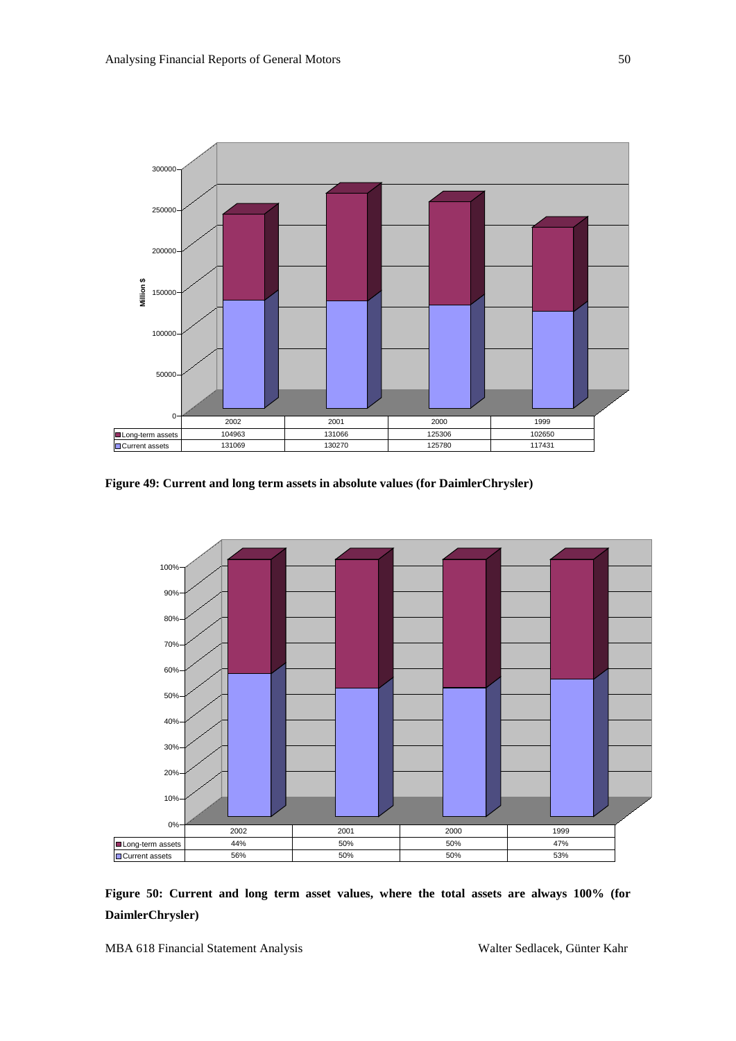| | 2002 | 2001 | 2000 | 1999 |
|---|---|---|---|---|
| Long-term assets | 104963 | 131066 | 125306 | 102650 |
| Current assets | 131069 | 130270 | 125780 | 117431 |

**Figure 49: Current and long term assets in absolute values (for DaimlerChrysler)**

| | 2002 | 2001 | 2000 | 1999 |
|---|---|---|---|---|
| Long-term assets | 44% | 50% | 50% | 47% |
| Current assets | 56% | 50% | 50% | 53% |

**Figure 50: Current and long term asset values, where the total assets are always 100% (for DaimlerChrysler)**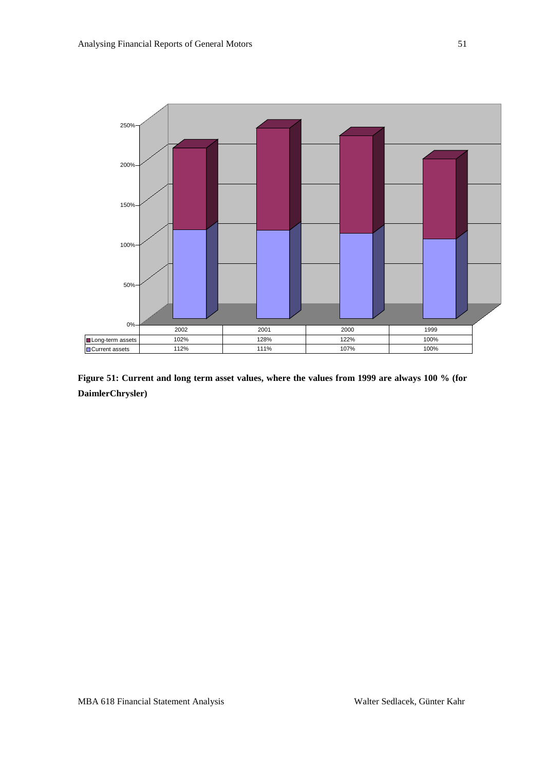| | 2002 | 2001 | 2000 | 1999 |
|---|---|---|---|---|
| Long-term assets | 102% | 128% | 122% | 100% |
| Current assets | 112% | 111% | 107% | 100% |

**Figure 51: Current and long term asset values, where the values from 1999 are always 100 % (for DaimlerChrysler)**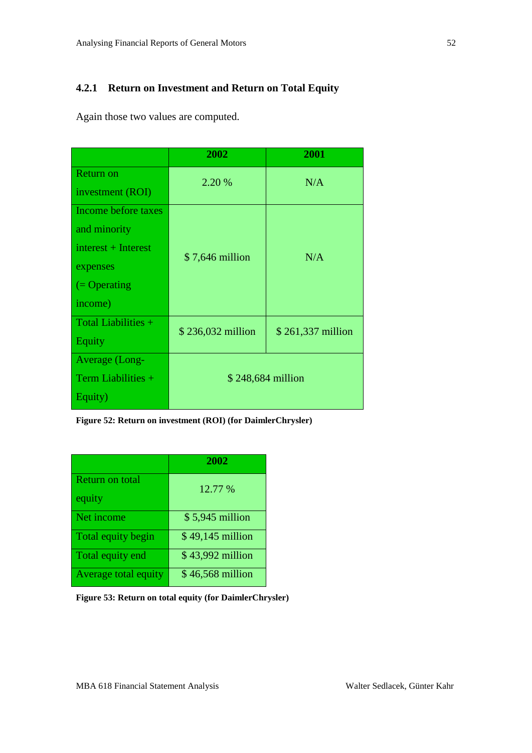### 4.2.1 Return on Investment and Return on Total Equity

Again those two values are computed.

| | 2002 | 2001 |
|---|---|---|
| Return on investment (ROI) | 2.20 % | N/A |
| Income before taxes and minority interest + Interest expenses (= Operating income) | $ 7,646 million | N/A |
| Total Liabilities + Equity | $ 236,032 million | $ 261,337 million |
| Average (Long-Term Liabilities + Equity) | $ 248,684 million | |

**Figure 52: Return on investment (ROI) (for DaimlerChrysler)**

| | 2002 |
|---|---|
| Return on total equity | 12.77 % |
| Net income | $ 5,945 million |
| Total equity begin | $ 49,145 million |
| Total equity end | $ 43,992 million |
| Average total equity | $ 46,568 million |

**Figure 53: Return on total equity (for DaimlerChrysler)**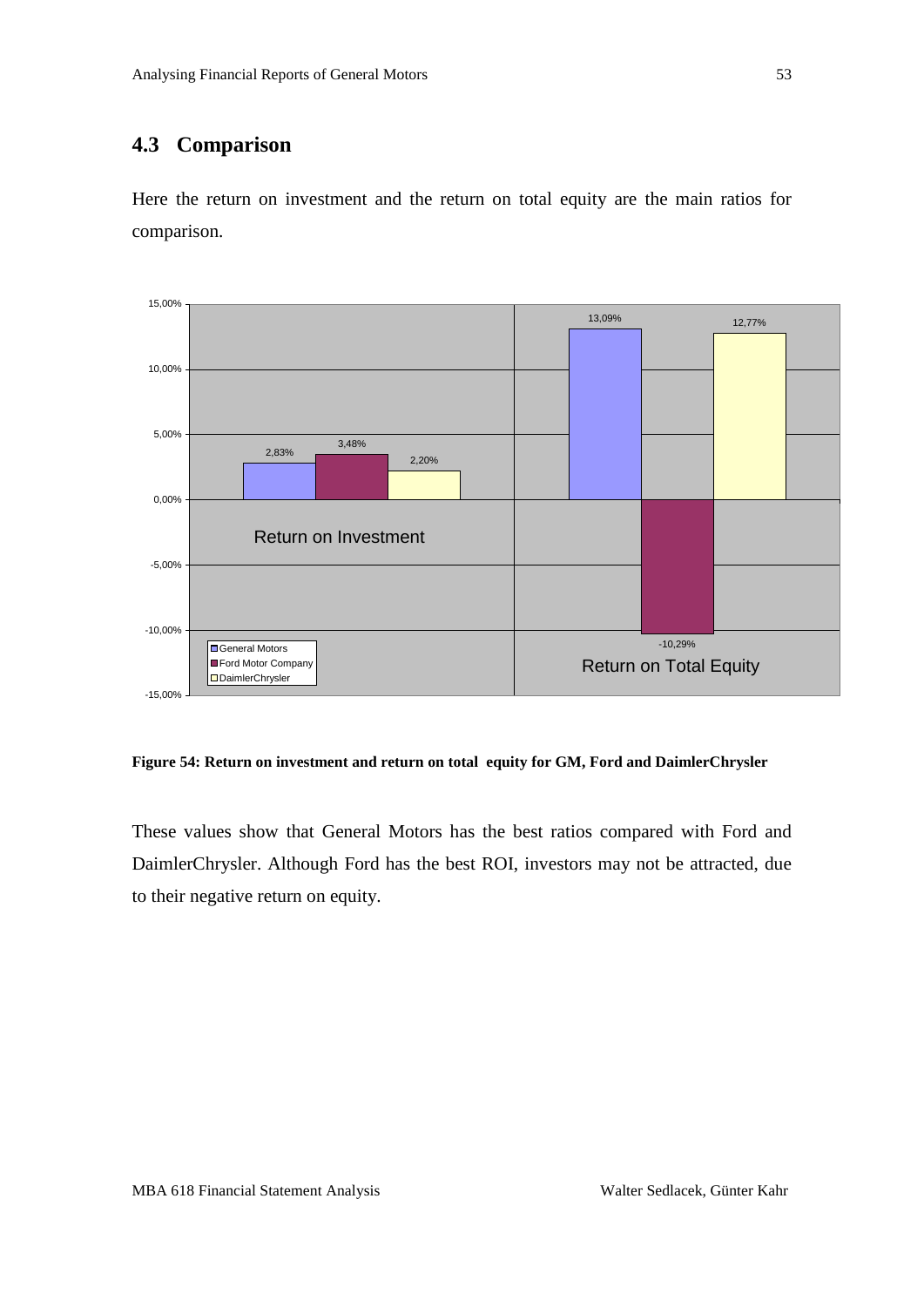## 4.3 Comparison

Here the return on investment and the return on total equity are the main ratios for comparison.

**Figure 54: Return on investment and return on total equity for GM, Ford and DaimlerChrysler**

These values show that General Motors has the best ratios compared with Ford and DaimlerChrysler. Although Ford has the best ROI, investors may not be attracted, due to their negative return on equity.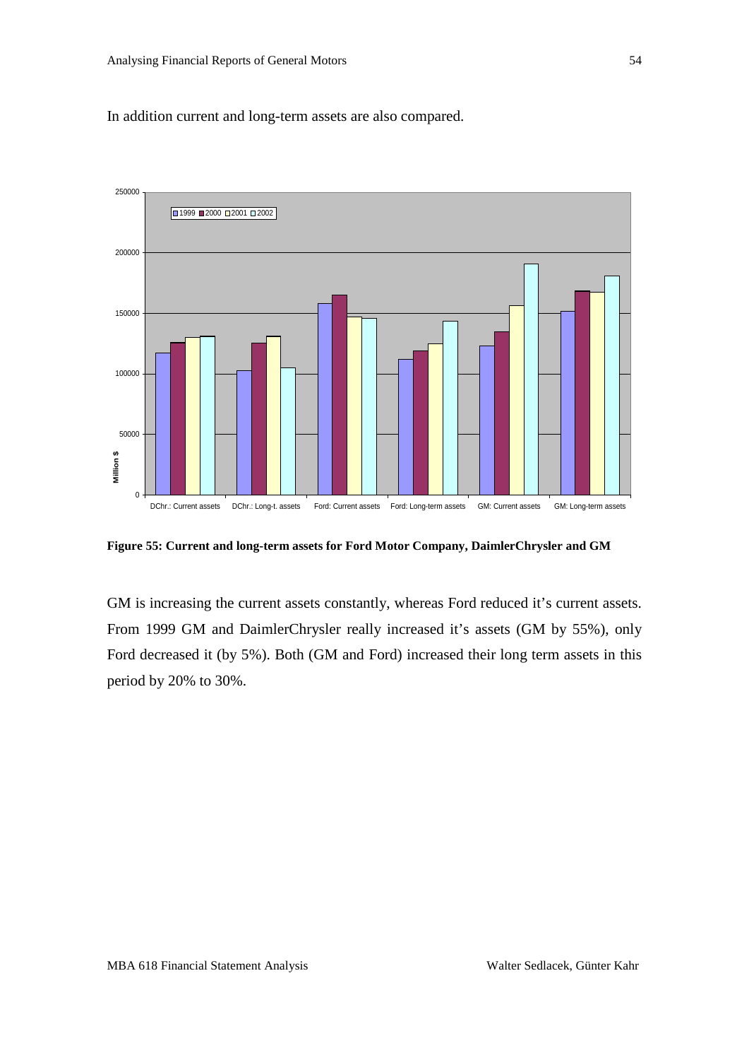In addition current and long-term assets are also compared.

**Figure 55: Current and long-term assets for Ford Motor Company, DaimlerChrysler and GM**

GM is increasing the current assets constantly, whereas Ford reduced it's current assets. From 1999 GM and DaimlerChrysler really increased it's assets (GM by 55%), only Ford decreased it (by 5%). Both (GM and Ford) increased their long term assets in this period by 20% to 30%.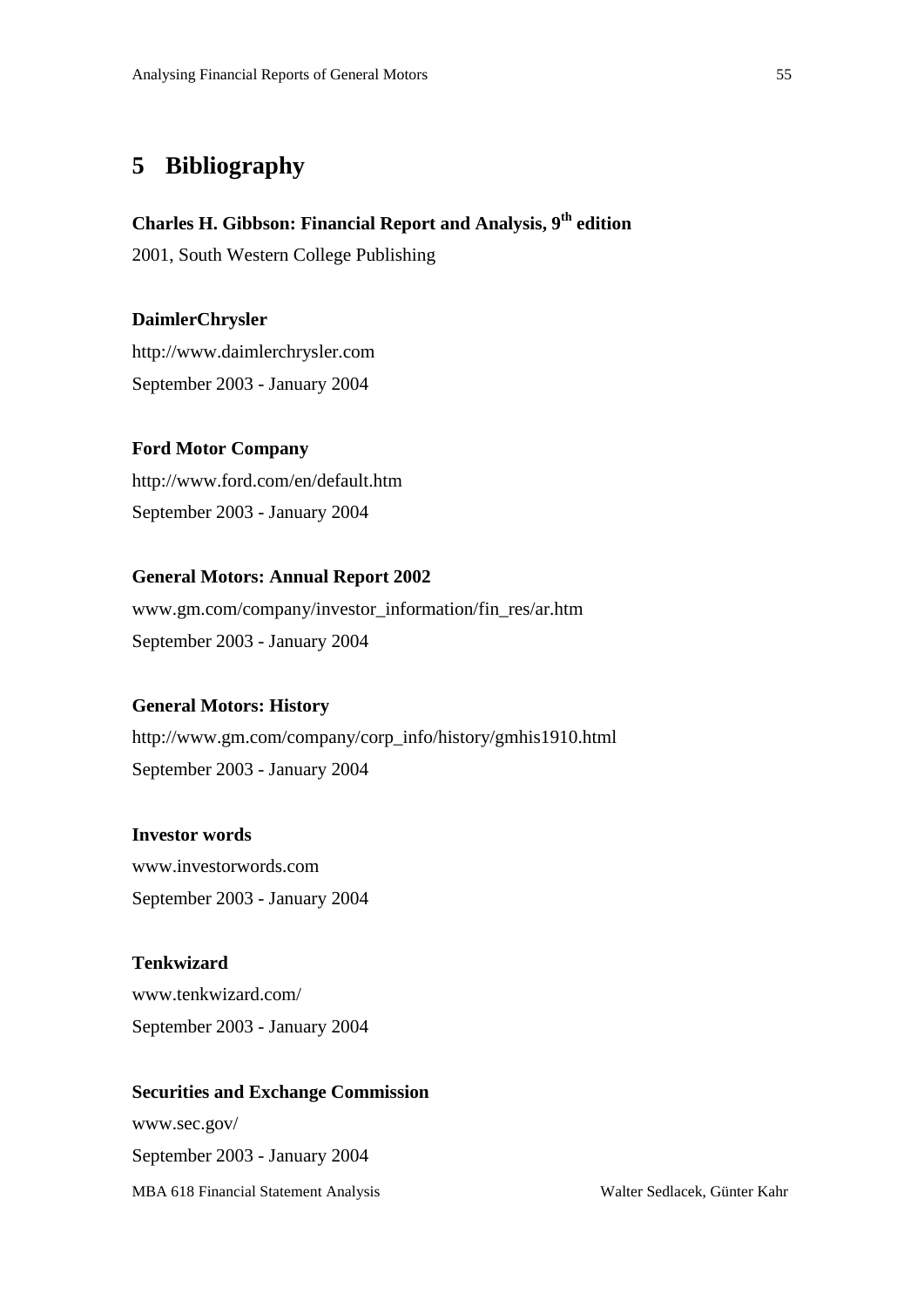# 5 Bibliography

**Charles H. Gibbson: Financial Report and Analysis, 9th edition**

2001, South Western College Publishing

**DaimlerChrysler**

http://www.daimlerchrysler.com

September 2003 - January 2004

**Ford Motor Company**

http://www.ford.com/en/default.htm

September 2003 - January 2004

**General Motors: Annual Report 2002**

www.gm.com/company/investor_information/fin_res/ar.htm

September 2003 - January 2004

**General Motors: History**

http://www.gm.com/company/corp_info/history/gmhis1910.html

September 2003 - January 2004

**Investor words**

www.investorwords.com

September 2003 - January 2004

**Tenkwizard**

www.tenkwizard.com/

September 2003 - January 2004

**Securities and Exchange Commission**

www.sec.gov/

September 2003 - January 2004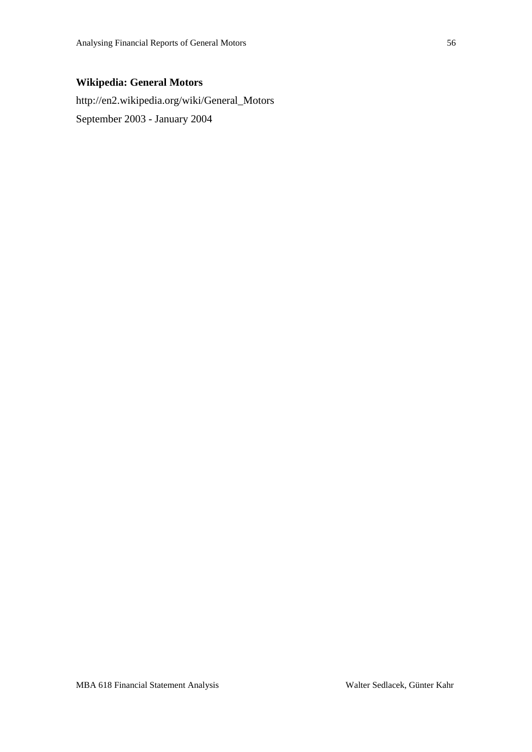**Wikipedia: General Motors**

http://en2.wikipedia.org/wiki/General_Motors

September 2003 - January 2004